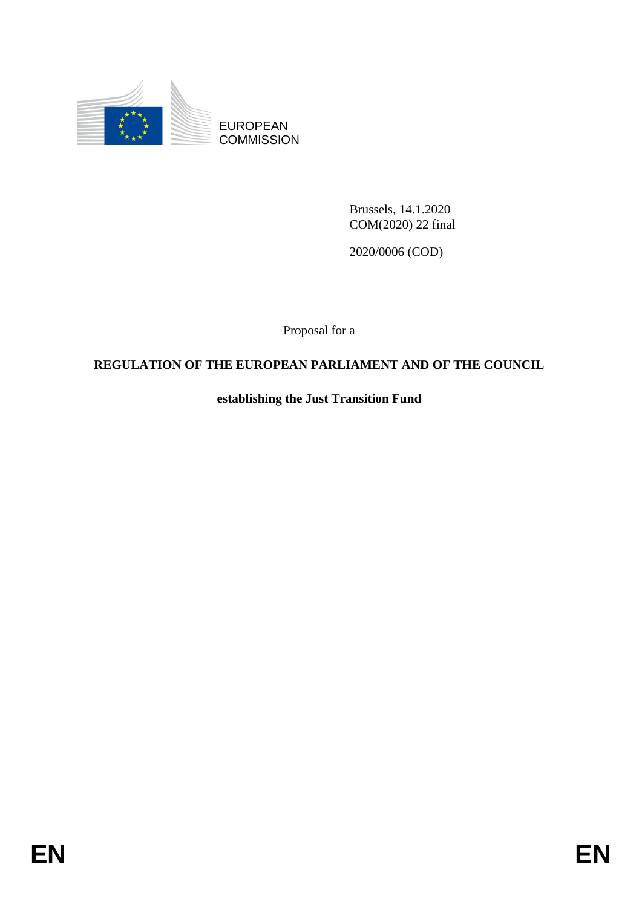EUROPEAN
COMMISSION

Brussels, 14.1.2020
COM(2020) 22 final

2020/0006 (COD)

Proposal for a

**REGULATION OF THE EUROPEAN PARLIAMENT AND OF THE COUNCIL**

**establishing the Just Transition Fund**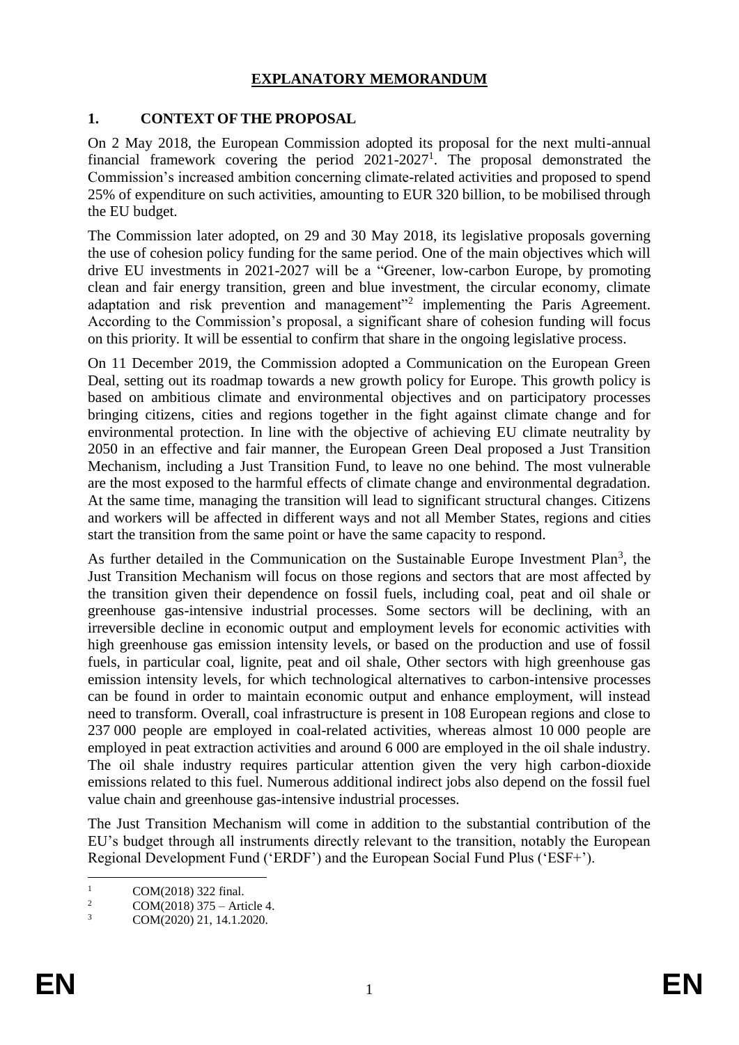# EXPLANATORY MEMORANDUM

## 1. CONTEXT OF THE PROPOSAL

On 2 May 2018, the European Commission adopted its proposal for the next multi-annual financial framework covering the period 2021-2027[1]. The proposal demonstrated the Commission's increased ambition concerning climate-related activities and proposed to spend 25% of expenditure on such activities, amounting to EUR 320 billion, to be mobilised through the EU budget.

The Commission later adopted, on 29 and 30 May 2018, its legislative proposals governing the use of cohesion policy funding for the same period. One of the main objectives which will drive EU investments in 2021-2027 will be a "Greener, low-carbon Europe, by promoting clean and fair energy transition, green and blue investment, the circular economy, climate adaptation and risk prevention and management"[2] implementing the Paris Agreement. According to the Commission's proposal, a significant share of cohesion funding will focus on this priority. It will be essential to confirm that share in the ongoing legislative process.

On 11 December 2019, the Commission adopted a Communication on the European Green Deal, setting out its roadmap towards a new growth policy for Europe. This growth policy is based on ambitious climate and environmental objectives and on participatory processes bringing citizens, cities and regions together in the fight against climate change and for environmental protection. In line with the objective of achieving EU climate neutrality by 2050 in an effective and fair manner, the European Green Deal proposed a Just Transition Mechanism, including a Just Transition Fund, to leave no one behind. The most vulnerable are the most exposed to the harmful effects of climate change and environmental degradation. At the same time, managing the transition will lead to significant structural changes. Citizens and workers will be affected in different ways and not all Member States, regions and cities start the transition from the same point or have the same capacity to respond.

As further detailed in the Communication on the Sustainable Europe Investment Plan[3], the Just Transition Mechanism will focus on those regions and sectors that are most affected by the transition given their dependence on fossil fuels, including coal, peat and oil shale or greenhouse gas-intensive industrial processes. Some sectors will be declining, with an irreversible decline in economic output and employment levels for economic activities with high greenhouse gas emission intensity levels, or based on the production and use of fossil fuels, in particular coal, lignite, peat and oil shale, Other sectors with high greenhouse gas emission intensity levels, for which technological alternatives to carbon-intensive processes can be found in order to maintain economic output and enhance employment, will instead need to transform. Overall, coal infrastructure is present in 108 European regions and close to 237 000 people are employed in coal-related activities, whereas almost 10 000 people are employed in peat extraction activities and around 6 000 are employed in the oil shale industry. The oil shale industry requires particular attention given the very high carbon-dioxide emissions related to this fuel. Numerous additional indirect jobs also depend on the fossil fuel value chain and greenhouse gas-intensive industrial processes.

The Just Transition Mechanism will come in addition to the substantial contribution of the EU's budget through all instruments directly relevant to the transition, notably the European Regional Development Fund ('ERDF') and the European Social Fund Plus ('ESF+').

---

[1] COM(2018) 322 final.

[2] COM(2018) 375 – Article 4.

[3] COM(2020) 21, 14.1.2020.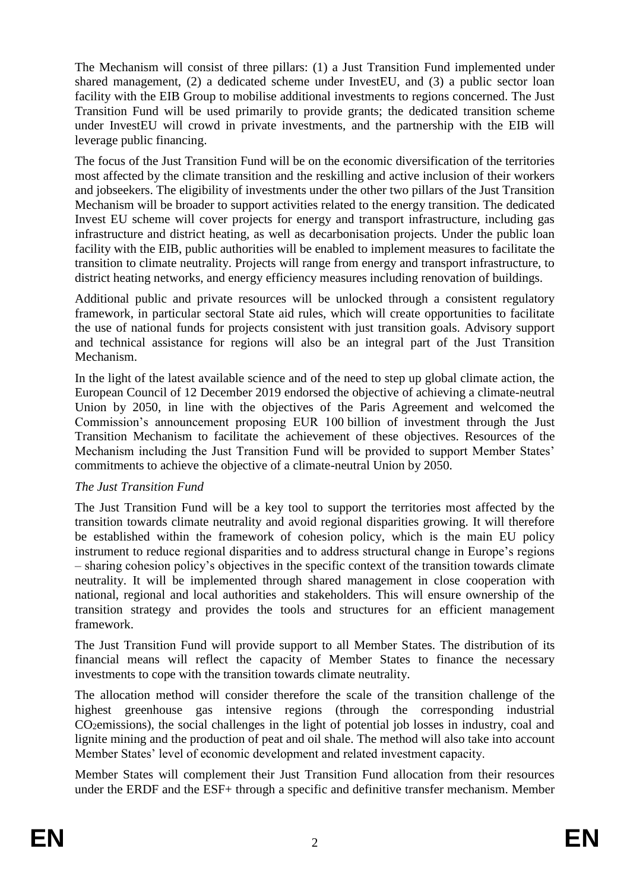The Mechanism will consist of three pillars: (1) a Just Transition Fund implemented under shared management, (2) a dedicated scheme under InvestEU, and (3) a public sector loan facility with the EIB Group to mobilise additional investments to regions concerned. The Just Transition Fund will be used primarily to provide grants; the dedicated transition scheme under InvestEU will crowd in private investments, and the partnership with the EIB will leverage public financing.

The focus of the Just Transition Fund will be on the economic diversification of the territories most affected by the climate transition and the reskilling and active inclusion of their workers and jobseekers. The eligibility of investments under the other two pillars of the Just Transition Mechanism will be broader to support activities related to the energy transition. The dedicated Invest EU scheme will cover projects for energy and transport infrastructure, including gas infrastructure and district heating, as well as decarbonisation projects. Under the public loan facility with the EIB, public authorities will be enabled to implement measures to facilitate the transition to climate neutrality. Projects will range from energy and transport infrastructure, to district heating networks, and energy efficiency measures including renovation of buildings.

Additional public and private resources will be unlocked through a consistent regulatory framework, in particular sectoral State aid rules, which will create opportunities to facilitate the use of national funds for projects consistent with just transition goals. Advisory support and technical assistance for regions will also be an integral part of the Just Transition Mechanism.

In the light of the latest available science and of the need to step up global climate action, the European Council of 12 December 2019 endorsed the objective of achieving a climate-neutral Union by 2050, in line with the objectives of the Paris Agreement and welcomed the Commission's announcement proposing EUR 100 billion of investment through the Just Transition Mechanism to facilitate the achievement of these objectives. Resources of the Mechanism including the Just Transition Fund will be provided to support Member States' commitments to achieve the objective of a climate-neutral Union by 2050.

*The Just Transition Fund*

The Just Transition Fund will be a key tool to support the territories most affected by the transition towards climate neutrality and avoid regional disparities growing. It will therefore be established within the framework of cohesion policy, which is the main EU policy instrument to reduce regional disparities and to address structural change in Europe's regions – sharing cohesion policy's objectives in the specific context of the transition towards climate neutrality. It will be implemented through shared management in close cooperation with national, regional and local authorities and stakeholders. This will ensure ownership of the transition strategy and provides the tools and structures for an efficient management framework.

The Just Transition Fund will provide support to all Member States. The distribution of its financial means will reflect the capacity of Member States to finance the necessary investments to cope with the transition towards climate neutrality.

The allocation method will consider therefore the scale of the transition challenge of the highest greenhouse gas intensive regions (through the corresponding industrial $CO_2$emissions), the social challenges in the light of potential job losses in industry, coal and lignite mining and the production of peat and oil shale. The method will also take into account Member States' level of economic development and related investment capacity.

Member States will complement their Just Transition Fund allocation from their resources under the ERDF and the ESF+ through a specific and definitive transfer mechanism. Member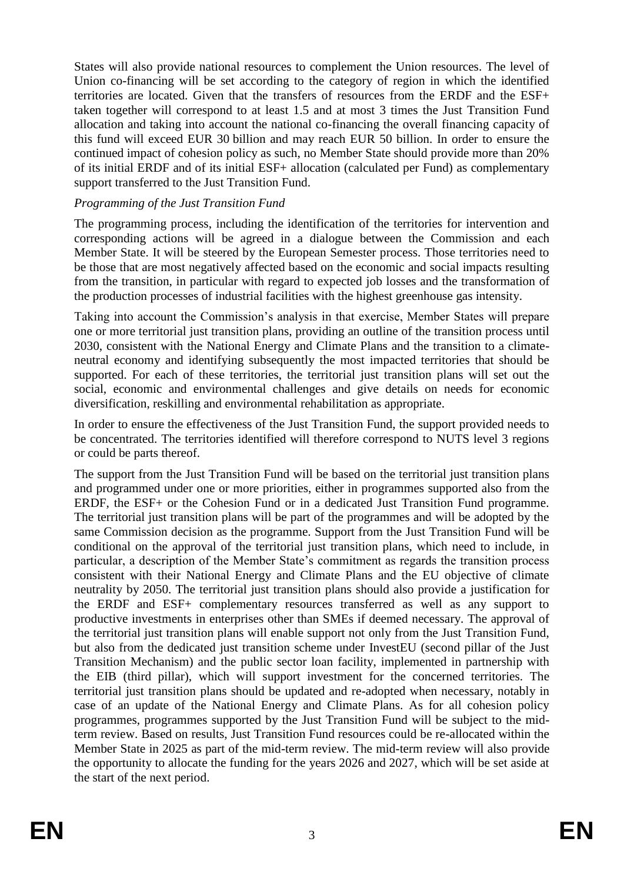States will also provide national resources to complement the Union resources. The level of Union co-financing will be set according to the category of region in which the identified territories are located. Given that the transfers of resources from the ERDF and the ESF+ taken together will correspond to at least 1.5 and at most 3 times the Just Transition Fund allocation and taking into account the national co-financing the overall financing capacity of this fund will exceed EUR 30 billion and may reach EUR 50 billion. In order to ensure the continued impact of cohesion policy as such, no Member State should provide more than 20% of its initial ERDF and of its initial ESF+ allocation (calculated per Fund) as complementary support transferred to the Just Transition Fund.

*Programming of the Just Transition Fund*

The programming process, including the identification of the territories for intervention and corresponding actions will be agreed in a dialogue between the Commission and each Member State. It will be steered by the European Semester process. Those territories need to be those that are most negatively affected based on the economic and social impacts resulting from the transition, in particular with regard to expected job losses and the transformation of the production processes of industrial facilities with the highest greenhouse gas intensity.

Taking into account the Commission's analysis in that exercise, Member States will prepare one or more territorial just transition plans, providing an outline of the transition process until 2030, consistent with the National Energy and Climate Plans and the transition to a climate-neutral economy and identifying subsequently the most impacted territories that should be supported. For each of these territories, the territorial just transition plans will set out the social, economic and environmental challenges and give details on needs for economic diversification, reskilling and environmental rehabilitation as appropriate.

In order to ensure the effectiveness of the Just Transition Fund, the support provided needs to be concentrated. The territories identified will therefore correspond to NUTS level 3 regions or could be parts thereof.

The support from the Just Transition Fund will be based on the territorial just transition plans and programmed under one or more priorities, either in programmes supported also from the ERDF, the ESF+ or the Cohesion Fund or in a dedicated Just Transition Fund programme. The territorial just transition plans will be part of the programmes and will be adopted by the same Commission decision as the programme. Support from the Just Transition Fund will be conditional on the approval of the territorial just transition plans, which need to include, in particular, a description of the Member State's commitment as regards the transition process consistent with their National Energy and Climate Plans and the EU objective of climate neutrality by 2050. The territorial just transition plans should also provide a justification for the ERDF and ESF+ complementary resources transferred as well as any support to productive investments in enterprises other than SMEs if deemed necessary. The approval of the territorial just transition plans will enable support not only from the Just Transition Fund, but also from the dedicated just transition scheme under InvestEU (second pillar of the Just Transition Mechanism) and the public sector loan facility, implemented in partnership with the EIB (third pillar), which will support investment for the concerned territories. The territorial just transition plans should be updated and re-adopted when necessary, notably in case of an update of the National Energy and Climate Plans. As for all cohesion policy programmes, programmes supported by the Just Transition Fund will be subject to the mid-term review. Based on results, Just Transition Fund resources could be re-allocated within the Member State in 2025 as part of the mid-term review. The mid-term review will also provide the opportunity to allocate the funding for the years 2026 and 2027, which will be set aside at the start of the next period.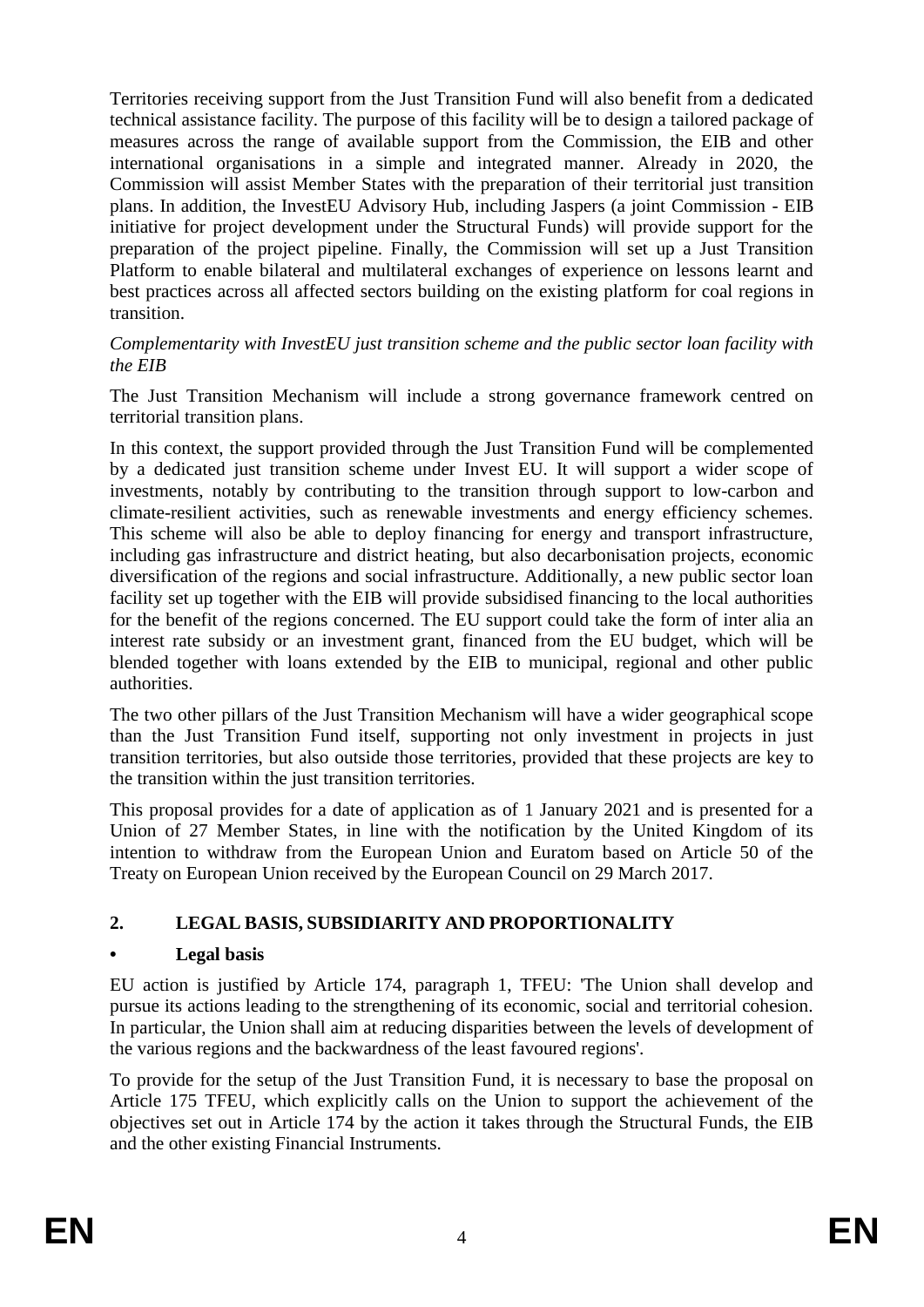Territories receiving support from the Just Transition Fund will also benefit from a dedicated technical assistance facility. The purpose of this facility will be to design a tailored package of measures across the range of available support from the Commission, the EIB and other international organisations in a simple and integrated manner. Already in 2020, the Commission will assist Member States with the preparation of their territorial just transition plans. In addition, the InvestEU Advisory Hub, including Jaspers (a joint Commission - EIB initiative for project development under the Structural Funds) will provide support for the preparation of the project pipeline. Finally, the Commission will set up a Just Transition Platform to enable bilateral and multilateral exchanges of experience on lessons learnt and best practices across all affected sectors building on the existing platform for coal regions in transition.

*Complementarity with InvestEU just transition scheme and the public sector loan facility with the EIB*

The Just Transition Mechanism will include a strong governance framework centred on territorial transition plans.

In this context, the support provided through the Just Transition Fund will be complemented by a dedicated just transition scheme under Invest EU. It will support a wider scope of investments, notably by contributing to the transition through support to low-carbon and climate-resilient activities, such as renewable investments and energy efficiency schemes. This scheme will also be able to deploy financing for energy and transport infrastructure, including gas infrastructure and district heating, but also decarbonisation projects, economic diversification of the regions and social infrastructure. Additionally, a new public sector loan facility set up together with the EIB will provide subsidised financing to the local authorities for the benefit of the regions concerned. The EU support could take the form of inter alia an interest rate subsidy or an investment grant, financed from the EU budget, which will be blended together with loans extended by the EIB to municipal, regional and other public authorities.

The two other pillars of the Just Transition Mechanism will have a wider geographical scope than the Just Transition Fund itself, supporting not only investment in projects in just transition territories, but also outside those territories, provided that these projects are key to the transition within the just transition territories.

This proposal provides for a date of application as of 1 January 2021 and is presented for a Union of 27 Member States, in line with the notification by the United Kingdom of its intention to withdraw from the European Union and Euratom based on Article 50 of the Treaty on European Union received by the European Council on 29 March 2017.

## 2. LEGAL BASIS, SUBSIDIARITY AND PROPORTIONALITY

### • Legal basis

EU action is justified by Article 174, paragraph 1, TFEU: 'The Union shall develop and pursue its actions leading to the strengthening of its economic, social and territorial cohesion. In particular, the Union shall aim at reducing disparities between the levels of development of the various regions and the backwardness of the least favoured regions'.

To provide for the setup of the Just Transition Fund, it is necessary to base the proposal on Article 175 TFEU, which explicitly calls on the Union to support the achievement of the objectives set out in Article 174 by the action it takes through the Structural Funds, the EIB and the other existing Financial Instruments.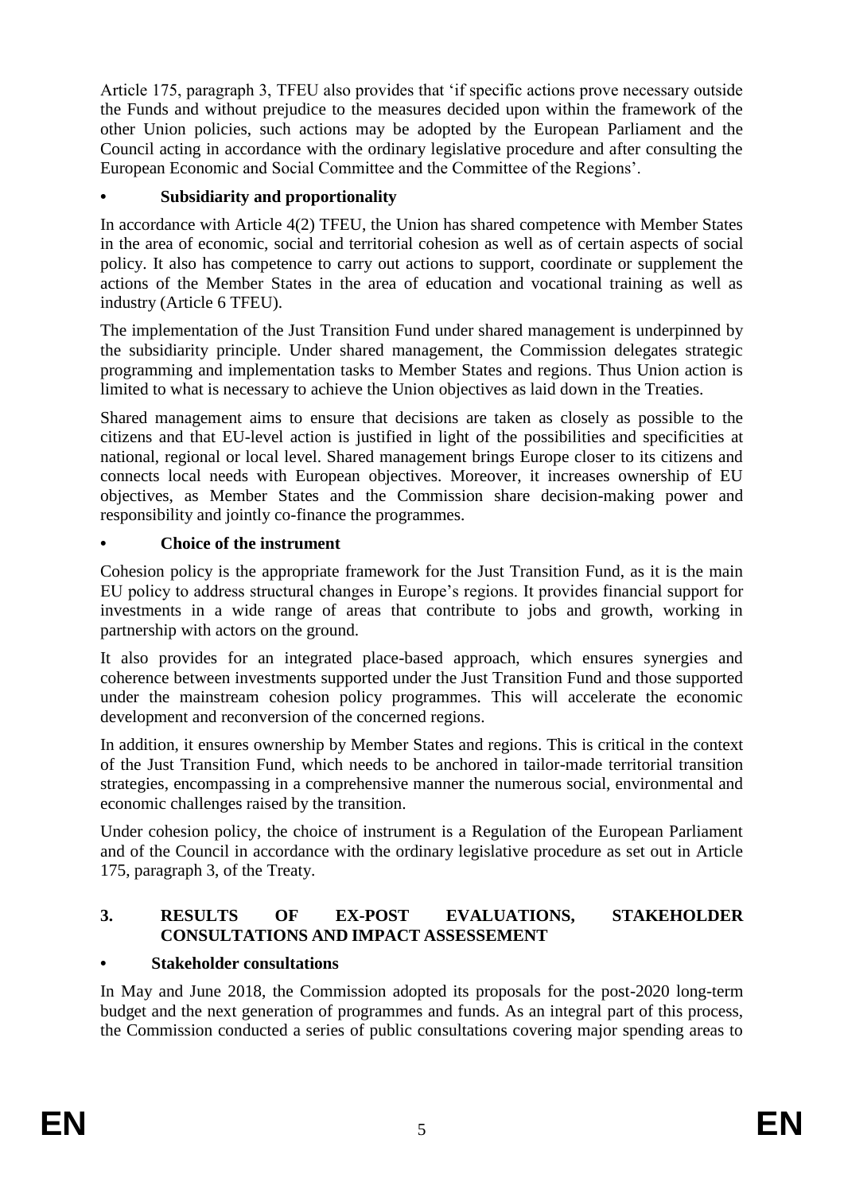Article 175, paragraph 3, TFEU also provides that 'if specific actions prove necessary outside the Funds and without prejudice to the measures decided upon within the framework of the other Union policies, such actions may be adopted by the European Parliament and the Council acting in accordance with the ordinary legislative procedure and after consulting the European Economic and Social Committee and the Committee of the Regions'.

- **Subsidiarity and proportionality**

In accordance with Article 4(2) TFEU, the Union has shared competence with Member States in the area of economic, social and territorial cohesion as well as of certain aspects of social policy. It also has competence to carry out actions to support, coordinate or supplement the actions of the Member States in the area of education and vocational training as well as industry (Article 6 TFEU).

The implementation of the Just Transition Fund under shared management is underpinned by the subsidiarity principle. Under shared management, the Commission delegates strategic programming and implementation tasks to Member States and regions. Thus Union action is limited to what is necessary to achieve the Union objectives as laid down in the Treaties.

Shared management aims to ensure that decisions are taken as closely as possible to the citizens and that EU-level action is justified in light of the possibilities and specificities at national, regional or local level. Shared management brings Europe closer to its citizens and connects local needs with European objectives. Moreover, it increases ownership of EU objectives, as Member States and the Commission share decision-making power and responsibility and jointly co-finance the programmes.

- **Choice of the instrument**

Cohesion policy is the appropriate framework for the Just Transition Fund, as it is the main EU policy to address structural changes in Europe's regions. It provides financial support for investments in a wide range of areas that contribute to jobs and growth, working in partnership with actors on the ground.

It also provides for an integrated place-based approach, which ensures synergies and coherence between investments supported under the Just Transition Fund and those supported under the mainstream cohesion policy programmes. This will accelerate the economic development and reconversion of the concerned regions.

In addition, it ensures ownership by Member States and regions. This is critical in the context of the Just Transition Fund, which needs to be anchored in tailor-made territorial transition strategies, encompassing in a comprehensive manner the numerous social, environmental and economic challenges raised by the transition.

Under cohesion policy, the choice of instrument is a Regulation of the European Parliament and of the Council in accordance with the ordinary legislative procedure as set out in Article 175, paragraph 3, of the Treaty.

## 3. RESULTS OF EX-POST EVALUATIONS, STAKEHOLDER CONSULTATIONS AND IMPACT ASSESSEMENT

- **Stakeholder consultations**

In May and June 2018, the Commission adopted its proposals for the post-2020 long-term budget and the next generation of programmes and funds. As an integral part of this process, the Commission conducted a series of public consultations covering major spending areas to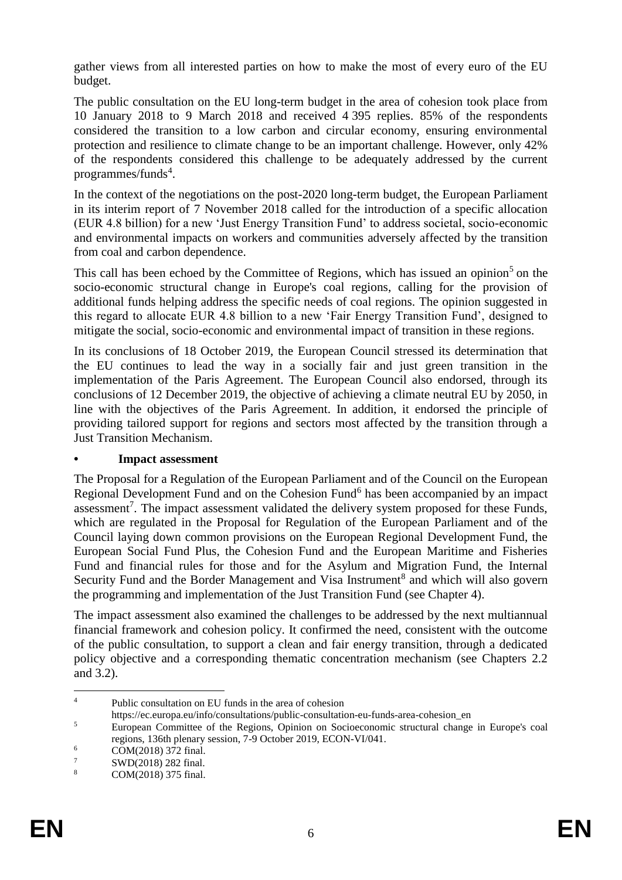gather views from all interested parties on how to make the most of every euro of the EU budget.

The public consultation on the EU long-term budget in the area of cohesion took place from 10 January 2018 to 9 March 2018 and received 4 395 replies. 85% of the respondents considered the transition to a low carbon and circular economy, ensuring environmental protection and resilience to climate change to be an important challenge. However, only 42% of the respondents considered this challenge to be adequately addressed by the current programmes/funds[4].

In the context of the negotiations on the post-2020 long-term budget, the European Parliament in its interim report of 7 November 2018 called for the introduction of a specific allocation (EUR 4.8 billion) for a new 'Just Energy Transition Fund' to address societal, socio-economic and environmental impacts on workers and communities adversely affected by the transition from coal and carbon dependence.

This call has been echoed by the Committee of Regions, which has issued an opinion[5] on the socio-economic structural change in Europe's coal regions, calling for the provision of additional funds helping address the specific needs of coal regions. The opinion suggested in this regard to allocate EUR 4.8 billion to a new 'Fair Energy Transition Fund', designed to mitigate the social, socio-economic and environmental impact of transition in these regions.

In its conclusions of 18 October 2019, the European Council stressed its determination that the EU continues to lead the way in a socially fair and just green transition in the implementation of the Paris Agreement. The European Council also endorsed, through its conclusions of 12 December 2019, the objective of achieving a climate neutral EU by 2050, in line with the objectives of the Paris Agreement. In addition, it endorsed the principle of providing tailored support for regions and sectors most affected by the transition through a Just Transition Mechanism.

- **Impact assessment**

The Proposal for a Regulation of the European Parliament and of the Council on the European Regional Development Fund and on the Cohesion Fund[6] has been accompanied by an impact assessment[7]. The impact assessment validated the delivery system proposed for these Funds, which are regulated in the Proposal for Regulation of the European Parliament and of the Council laying down common provisions on the European Regional Development Fund, the European Social Fund Plus, the Cohesion Fund and the European Maritime and Fisheries Fund and financial rules for those and for the Asylum and Migration Fund, the Internal Security Fund and the Border Management and Visa Instrument[8] and which will also govern the programming and implementation of the Just Transition Fund (see Chapter 4).

The impact assessment also examined the challenges to be addressed by the next multiannual financial framework and cohesion policy. It confirmed the need, consistent with the outcome of the public consultation, to support a clean and fair energy transition, through a dedicated policy objective and a corresponding thematic concentration mechanism (see Chapters 2.2 and 3.2).

---

[4] Public consultation on EU funds in the area of cohesion https://ec.europa.eu/info/consultations/public-consultation-eu-funds-area-cohesion_en

[5] European Committee of the Regions, Opinion on Socioeconomic structural change in Europe's coal regions, 136th plenary session, 7-9 October 2019, ECON-VI/041.

[6] COM(2018) 372 final.

[7] SWD(2018) 282 final.

[8] COM(2018) 375 final.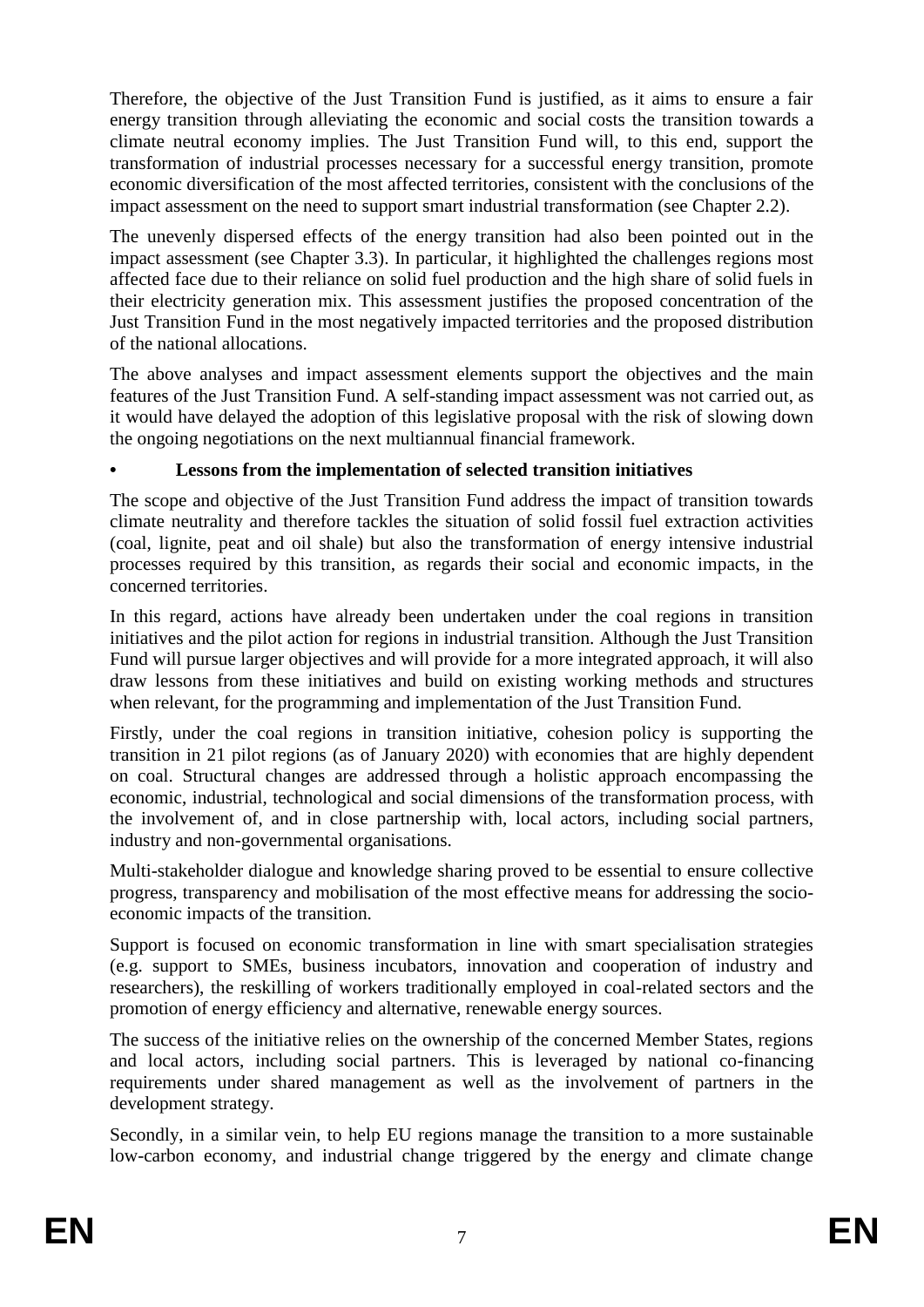Therefore, the objective of the Just Transition Fund is justified, as it aims to ensure a fair energy transition through alleviating the economic and social costs the transition towards a climate neutral economy implies. The Just Transition Fund will, to this end, support the transformation of industrial processes necessary for a successful energy transition, promote economic diversification of the most affected territories, consistent with the conclusions of the impact assessment on the need to support smart industrial transformation (see Chapter 2.2).

The unevenly dispersed effects of the energy transition had also been pointed out in the impact assessment (see Chapter 3.3). In particular, it highlighted the challenges regions most affected face due to their reliance on solid fuel production and the high share of solid fuels in their electricity generation mix. This assessment justifies the proposed concentration of the Just Transition Fund in the most negatively impacted territories and the proposed distribution of the national allocations.

The above analyses and impact assessment elements support the objectives and the main features of the Just Transition Fund. A self-standing impact assessment was not carried out, as it would have delayed the adoption of this legislative proposal with the risk of slowing down the ongoing negotiations on the next multiannual financial framework.

- **Lessons from the implementation of selected transition initiatives**

The scope and objective of the Just Transition Fund address the impact of transition towards climate neutrality and therefore tackles the situation of solid fossil fuel extraction activities (coal, lignite, peat and oil shale) but also the transformation of energy intensive industrial processes required by this transition, as regards their social and economic impacts, in the concerned territories.

In this regard, actions have already been undertaken under the coal regions in transition initiatives and the pilot action for regions in industrial transition. Although the Just Transition Fund will pursue larger objectives and will provide for a more integrated approach, it will also draw lessons from these initiatives and build on existing working methods and structures when relevant, for the programming and implementation of the Just Transition Fund.

Firstly, under the coal regions in transition initiative, cohesion policy is supporting the transition in 21 pilot regions (as of January 2020) with economies that are highly dependent on coal. Structural changes are addressed through a holistic approach encompassing the economic, industrial, technological and social dimensions of the transformation process, with the involvement of, and in close partnership with, local actors, including social partners, industry and non-governmental organisations.

Multi-stakeholder dialogue and knowledge sharing proved to be essential to ensure collective progress, transparency and mobilisation of the most effective means for addressing the socio-economic impacts of the transition.

Support is focused on economic transformation in line with smart specialisation strategies (e.g. support to SMEs, business incubators, innovation and cooperation of industry and researchers), the reskilling of workers traditionally employed in coal-related sectors and the promotion of energy efficiency and alternative, renewable energy sources.

The success of the initiative relies on the ownership of the concerned Member States, regions and local actors, including social partners. This is leveraged by national co-financing requirements under shared management as well as the involvement of partners in the development strategy.

Secondly, in a similar vein, to help EU regions manage the transition to a more sustainable low-carbon economy, and industrial change triggered by the energy and climate change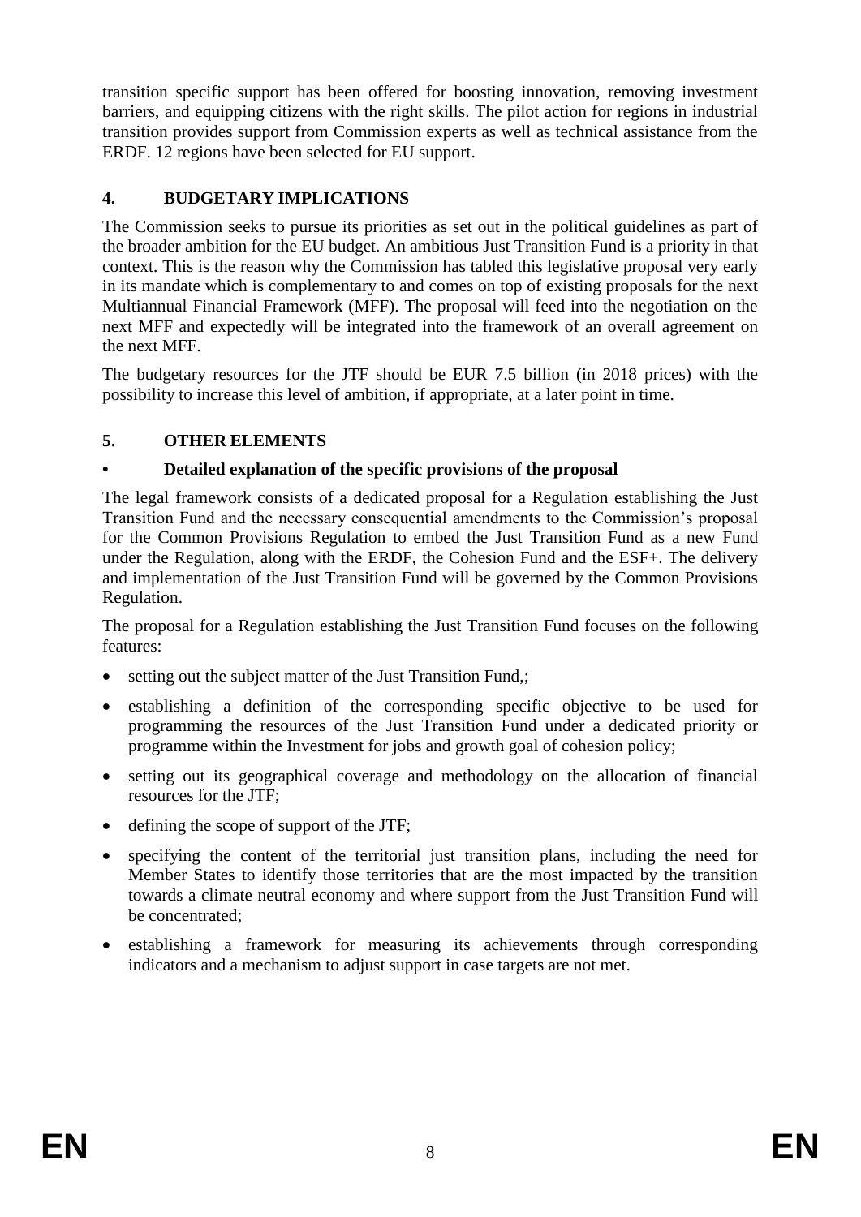transition specific support has been offered for boosting innovation, removing investment barriers, and equipping citizens with the right skills. The pilot action for regions in industrial transition provides support from Commission experts as well as technical assistance from the ERDF. 12 regions have been selected for EU support.

## 4. BUDGETARY IMPLICATIONS

The Commission seeks to pursue its priorities as set out in the political guidelines as part of the broader ambition for the EU budget. An ambitious Just Transition Fund is a priority in that context. This is the reason why the Commission has tabled this legislative proposal very early in its mandate which is complementary to and comes on top of existing proposals for the next Multiannual Financial Framework (MFF). The proposal will feed into the negotiation on the next MFF and expectedly will be integrated into the framework of an overall agreement on the next MFF.

The budgetary resources for the JTF should be EUR 7.5 billion (in 2018 prices) with the possibility to increase this level of ambition, if appropriate, at a later point in time.

## 5. OTHER ELEMENTS

### • Detailed explanation of the specific provisions of the proposal

The legal framework consists of a dedicated proposal for a Regulation establishing the Just Transition Fund and the necessary consequential amendments to the Commission's proposal for the Common Provisions Regulation to embed the Just Transition Fund as a new Fund under the Regulation, along with the ERDF, the Cohesion Fund and the ESF+. The delivery and implementation of the Just Transition Fund will be governed by the Common Provisions Regulation.

The proposal for a Regulation establishing the Just Transition Fund focuses on the following features:

- setting out the subject matter of the Just Transition Fund,;
- establishing a definition of the corresponding specific objective to be used for programming the resources of the Just Transition Fund under a dedicated priority or programme within the Investment for jobs and growth goal of cohesion policy;
- setting out its geographical coverage and methodology on the allocation of financial resources for the JTF;
- defining the scope of support of the JTF;
- specifying the content of the territorial just transition plans, including the need for Member States to identify those territories that are the most impacted by the transition towards a climate neutral economy and where support from the Just Transition Fund will be concentrated;
- establishing a framework for measuring its achievements through corresponding indicators and a mechanism to adjust support in case targets are not met.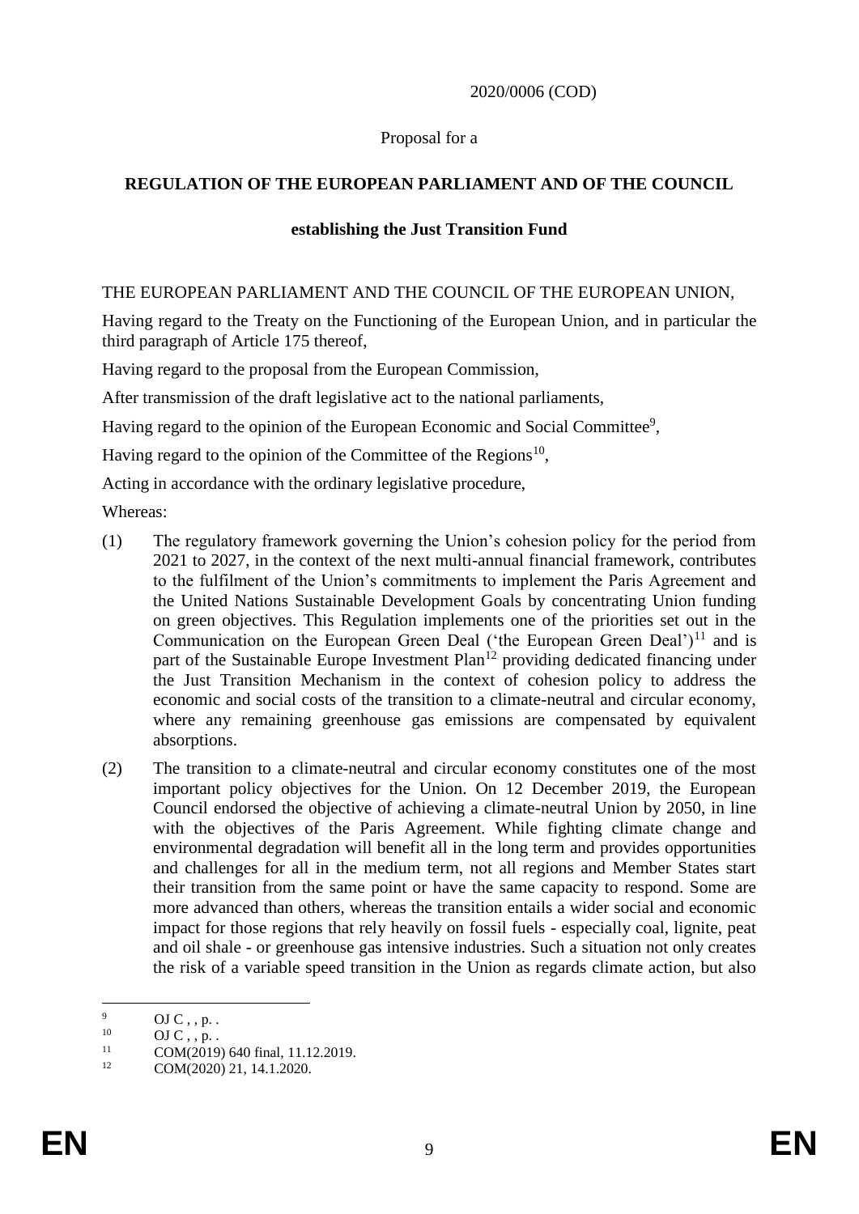2020/0006 (COD)

Proposal for a

**REGULATION OF THE EUROPEAN PARLIAMENT AND OF THE COUNCIL**

**establishing the Just Transition Fund**

THE EUROPEAN PARLIAMENT AND THE COUNCIL OF THE EUROPEAN UNION,

Having regard to the Treaty on the Functioning of the European Union, and in particular the third paragraph of Article 175 thereof,

Having regard to the proposal from the European Commission,

After transmission of the draft legislative act to the national parliaments,

Having regard to the opinion of the European Economic and Social Committee[9],

Having regard to the opinion of the Committee of the Regions[10],

Acting in accordance with the ordinary legislative procedure,

Whereas:

(1) The regulatory framework governing the Union's cohesion policy for the period from 2021 to 2027, in the context of the next multi-annual financial framework, contributes to the fulfilment of the Union's commitments to implement the Paris Agreement and the United Nations Sustainable Development Goals by concentrating Union funding on green objectives. This Regulation implements one of the priorities set out in the Communication on the European Green Deal ('the European Green Deal')[11] and is part of the Sustainable Europe Investment Plan[12] providing dedicated financing under the Just Transition Mechanism in the context of cohesion policy to address the economic and social costs of the transition to a climate-neutral and circular economy, where any remaining greenhouse gas emissions are compensated by equivalent absorptions.

(2) The transition to a climate-neutral and circular economy constitutes one of the most important policy objectives for the Union. On 12 December 2019, the European Council endorsed the objective of achieving a climate-neutral Union by 2050, in line with the objectives of the Paris Agreement. While fighting climate change and environmental degradation will benefit all in the long term and provides opportunities and challenges for all in the medium term, not all regions and Member States start their transition from the same point or have the same capacity to respond. Some are more advanced than others, whereas the transition entails a wider social and economic impact for those regions that rely heavily on fossil fuels - especially coal, lignite, peat and oil shale - or greenhouse gas intensive industries. Such a situation not only creates the risk of a variable speed transition in the Union as regards climate action, but also

---

[9] OJ C , , p. .

[10] OJ C , , p. .

[11] COM(2019) 640 final, 11.12.2019.

[12] COM(2020) 21, 14.1.2020.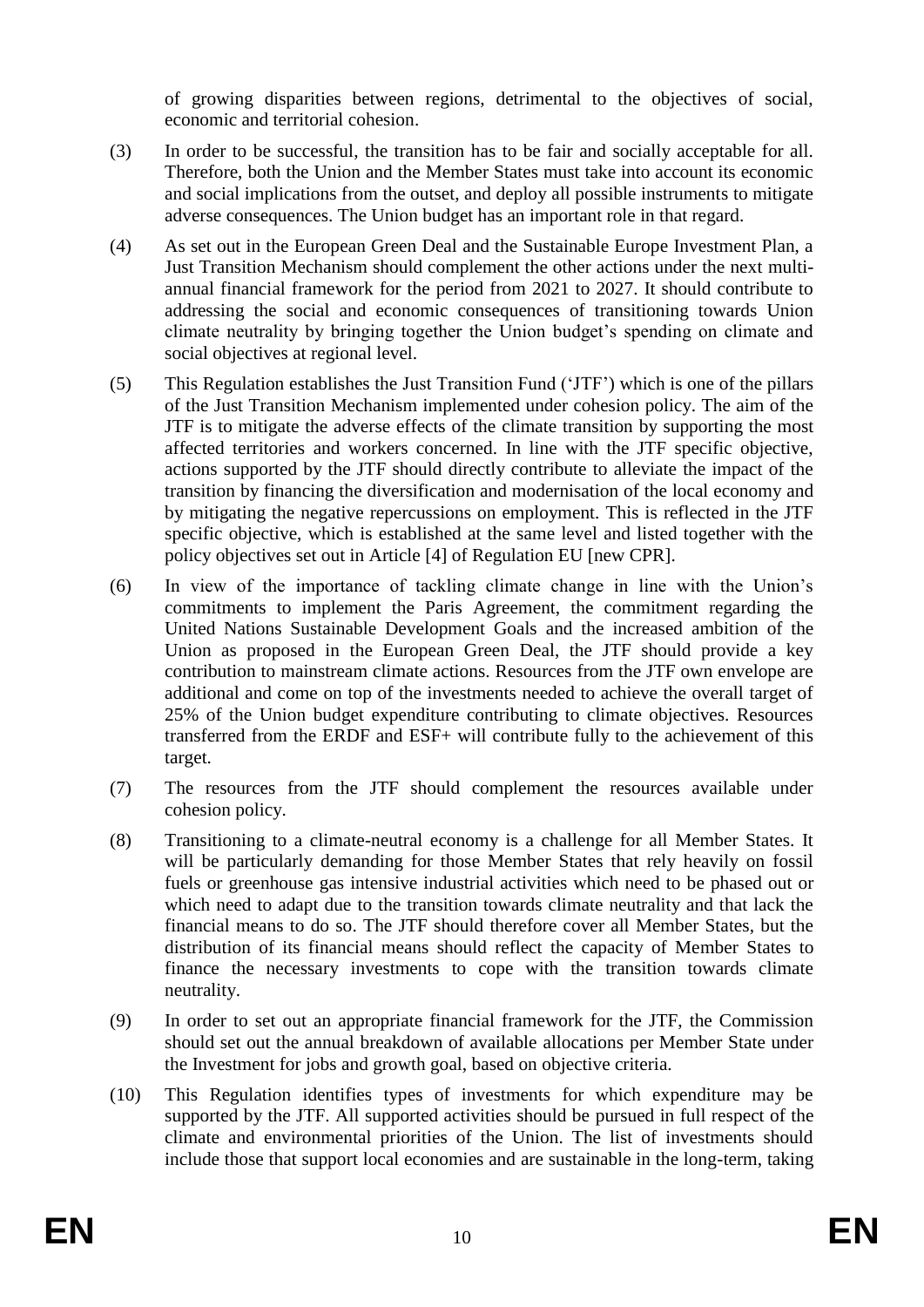of growing disparities between regions, detrimental to the objectives of social, economic and territorial cohesion.

(3) In order to be successful, the transition has to be fair and socially acceptable for all. Therefore, both the Union and the Member States must take into account its economic and social implications from the outset, and deploy all possible instruments to mitigate adverse consequences. The Union budget has an important role in that regard.

(4) As set out in the European Green Deal and the Sustainable Europe Investment Plan, a Just Transition Mechanism should complement the other actions under the next multi-annual financial framework for the period from 2021 to 2027. It should contribute to addressing the social and economic consequences of transitioning towards Union climate neutrality by bringing together the Union budget's spending on climate and social objectives at regional level.

(5) This Regulation establishes the Just Transition Fund ('JTF') which is one of the pillars of the Just Transition Mechanism implemented under cohesion policy. The aim of the JTF is to mitigate the adverse effects of the climate transition by supporting the most affected territories and workers concerned. In line with the JTF specific objective, actions supported by the JTF should directly contribute to alleviate the impact of the transition by financing the diversification and modernisation of the local economy and by mitigating the negative repercussions on employment. This is reflected in the JTF specific objective, which is established at the same level and listed together with the policy objectives set out in Article [4] of Regulation EU [new CPR].

(6) In view of the importance of tackling climate change in line with the Union's commitments to implement the Paris Agreement, the commitment regarding the United Nations Sustainable Development Goals and the increased ambition of the Union as proposed in the European Green Deal, the JTF should provide a key contribution to mainstream climate actions. Resources from the JTF own envelope are additional and come on top of the investments needed to achieve the overall target of 25% of the Union budget expenditure contributing to climate objectives. Resources transferred from the ERDF and ESF+ will contribute fully to the achievement of this target.

(7) The resources from the JTF should complement the resources available under cohesion policy.

(8) Transitioning to a climate-neutral economy is a challenge for all Member States. It will be particularly demanding for those Member States that rely heavily on fossil fuels or greenhouse gas intensive industrial activities which need to be phased out or which need to adapt due to the transition towards climate neutrality and that lack the financial means to do so. The JTF should therefore cover all Member States, but the distribution of its financial means should reflect the capacity of Member States to finance the necessary investments to cope with the transition towards climate neutrality.

(9) In order to set out an appropriate financial framework for the JTF, the Commission should set out the annual breakdown of available allocations per Member State under the Investment for jobs and growth goal, based on objective criteria.

(10) This Regulation identifies types of investments for which expenditure may be supported by the JTF. All supported activities should be pursued in full respect of the climate and environmental priorities of the Union. The list of investments should include those that support local economies and are sustainable in the long-term, taking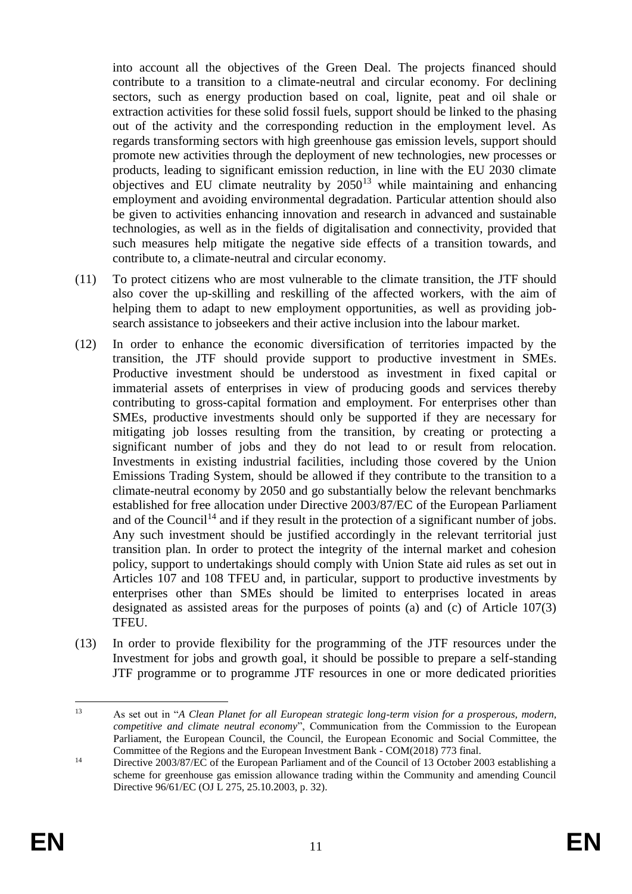into account all the objectives of the Green Deal. The projects financed should contribute to a transition to a climate-neutral and circular economy. For declining sectors, such as energy production based on coal, lignite, peat and oil shale or extraction activities for these solid fossil fuels, support should be linked to the phasing out of the activity and the corresponding reduction in the employment level. As regards transforming sectors with high greenhouse gas emission levels, support should promote new activities through the deployment of new technologies, new processes or products, leading to significant emission reduction, in line with the EU 2030 climate objectives and EU climate neutrality by 2050[13] while maintaining and enhancing employment and avoiding environmental degradation. Particular attention should also be given to activities enhancing innovation and research in advanced and sustainable technologies, as well as in the fields of digitalisation and connectivity, provided that such measures help mitigate the negative side effects of a transition towards, and contribute to, a climate-neutral and circular economy.

(11) To protect citizens who are most vulnerable to the climate transition, the JTF should also cover the up-skilling and reskilling of the affected workers, with the aim of helping them to adapt to new employment opportunities, as well as providing job-search assistance to jobseekers and their active inclusion into the labour market.

(12) In order to enhance the economic diversification of territories impacted by the transition, the JTF should provide support to productive investment in SMEs. Productive investment should be understood as investment in fixed capital or immaterial assets of enterprises in view of producing goods and services thereby contributing to gross-capital formation and employment. For enterprises other than SMEs, productive investments should only be supported if they are necessary for mitigating job losses resulting from the transition, by creating or protecting a significant number of jobs and they do not lead to or result from relocation. Investments in existing industrial facilities, including those covered by the Union Emissions Trading System, should be allowed if they contribute to the transition to a climate-neutral economy by 2050 and go substantially below the relevant benchmarks established for free allocation under Directive 2003/87/EC of the European Parliament and of the Council[14] and if they result in the protection of a significant number of jobs. Any such investment should be justified accordingly in the relevant territorial just transition plan. In order to protect the integrity of the internal market and cohesion policy, support to undertakings should comply with Union State aid rules as set out in Articles 107 and 108 TFEU and, in particular, support to productive investments by enterprises other than SMEs should be limited to enterprises located in areas designated as assisted areas for the purposes of points (a) and (c) of Article 107(3) TFEU.

(13) In order to provide flexibility for the programming of the JTF resources under the Investment for jobs and growth goal, it should be possible to prepare a self-standing JTF programme or to programme JTF resources in one or more dedicated priorities

---

[13] As set out in "*A Clean Planet for all European strategic long-term vision for a prosperous, modern, competitive and climate neutral economy*", Communication from the Commission to the European Parliament, the European Council, the Council, the European Economic and Social Committee, the Committee of the Regions and the European Investment Bank - COM(2018) 773 final.

[14] Directive 2003/87/EC of the European Parliament and of the Council of 13 October 2003 establishing a scheme for greenhouse gas emission allowance trading within the Community and amending Council Directive 96/61/EC (OJ L 275, 25.10.2003, p. 32).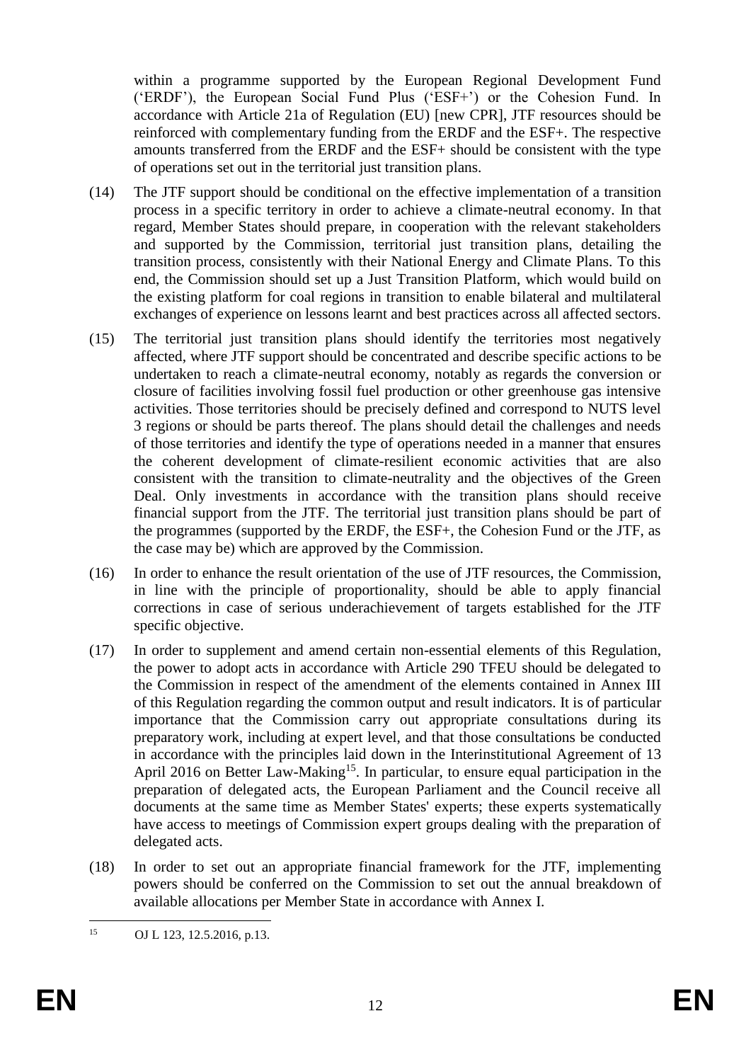within a programme supported by the European Regional Development Fund ('ERDF'), the European Social Fund Plus ('ESF+') or the Cohesion Fund. In accordance with Article 21a of Regulation (EU) [new CPR], JTF resources should be reinforced with complementary funding from the ERDF and the ESF+. The respective amounts transferred from the ERDF and the ESF+ should be consistent with the type of operations set out in the territorial just transition plans.

(14) The JTF support should be conditional on the effective implementation of a transition process in a specific territory in order to achieve a climate-neutral economy. In that regard, Member States should prepare, in cooperation with the relevant stakeholders and supported by the Commission, territorial just transition plans, detailing the transition process, consistently with their National Energy and Climate Plans. To this end, the Commission should set up a Just Transition Platform, which would build on the existing platform for coal regions in transition to enable bilateral and multilateral exchanges of experience on lessons learnt and best practices across all affected sectors.

(15) The territorial just transition plans should identify the territories most negatively affected, where JTF support should be concentrated and describe specific actions to be undertaken to reach a climate-neutral economy, notably as regards the conversion or closure of facilities involving fossil fuel production or other greenhouse gas intensive activities. Those territories should be precisely defined and correspond to NUTS level 3 regions or should be parts thereof. The plans should detail the challenges and needs of those territories and identify the type of operations needed in a manner that ensures the coherent development of climate-resilient economic activities that are also consistent with the transition to climate-neutrality and the objectives of the Green Deal. Only investments in accordance with the transition plans should receive financial support from the JTF. The territorial just transition plans should be part of the programmes (supported by the ERDF, the ESF+, the Cohesion Fund or the JTF, as the case may be) which are approved by the Commission.

(16) In order to enhance the result orientation of the use of JTF resources, the Commission, in line with the principle of proportionality, should be able to apply financial corrections in case of serious underachievement of targets established for the JTF specific objective.

(17) In order to supplement and amend certain non-essential elements of this Regulation, the power to adopt acts in accordance with Article 290 TFEU should be delegated to the Commission in respect of the amendment of the elements contained in Annex III of this Regulation regarding the common output and result indicators. It is of particular importance that the Commission carry out appropriate consultations during its preparatory work, including at expert level, and that those consultations be conducted in accordance with the principles laid down in the Interinstitutional Agreement of 13 April 2016 on Better Law-Making[15]. In particular, to ensure equal participation in the preparation of delegated acts, the European Parliament and the Council receive all documents at the same time as Member States' experts; these experts systematically have access to meetings of Commission expert groups dealing with the preparation of delegated acts.

(18) In order to set out an appropriate financial framework for the JTF, implementing powers should be conferred on the Commission to set out the annual breakdown of available allocations per Member State in accordance with Annex I.

---

[15] OJ L 123, 12.5.2016, p.13.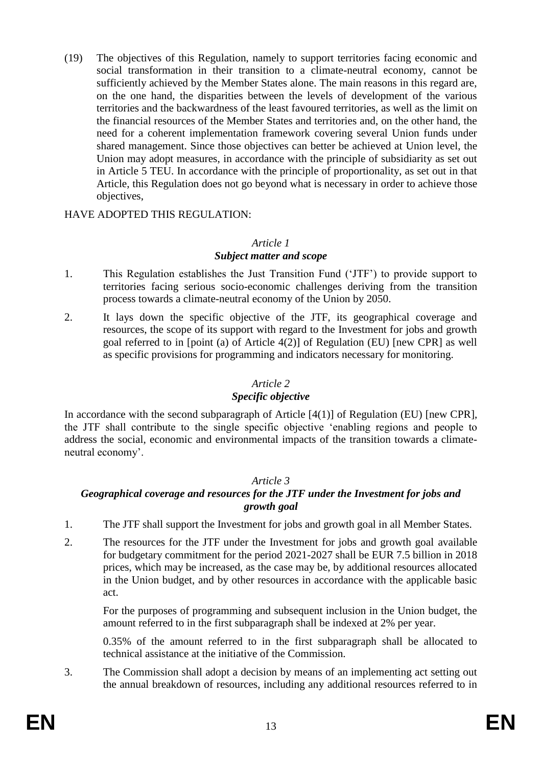(19) The objectives of this Regulation, namely to support territories facing economic and social transformation in their transition to a climate-neutral economy, cannot be sufficiently achieved by the Member States alone. The main reasons in this regard are, on the one hand, the disparities between the levels of development of the various territories and the backwardness of the least favoured territories, as well as the limit on the financial resources of the Member States and territories and, on the other hand, the need for a coherent implementation framework covering several Union funds under shared management. Since those objectives can better be achieved at Union level, the Union may adopt measures, in accordance with the principle of subsidiarity as set out in Article 5 TEU. In accordance with the principle of proportionality, as set out in that Article, this Regulation does not go beyond what is necessary in order to achieve those objectives,

HAVE ADOPTED THIS REGULATION:

### *Article 1*
### ***Subject matter and scope***

1. This Regulation establishes the Just Transition Fund ('JTF') to provide support to territories facing serious socio-economic challenges deriving from the transition process towards a climate-neutral economy of the Union by 2050.

2. It lays down the specific objective of the JTF, its geographical coverage and resources, the scope of its support with regard to the Investment for jobs and growth goal referred to in [point (a) of Article 4(2)] of Regulation (EU) [new CPR] as well as specific provisions for programming and indicators necessary for monitoring.

### *Article 2*
### ***Specific objective***

In accordance with the second subparagraph of Article [4(1)] of Regulation (EU) [new CPR], the JTF shall contribute to the single specific objective 'enabling regions and people to address the social, economic and environmental impacts of the transition towards a climate-neutral economy'.

### *Article 3*
### ***Geographical coverage and resources for the JTF under the Investment for jobs and growth goal***

1. The JTF shall support the Investment for jobs and growth goal in all Member States.

2. The resources for the JTF under the Investment for jobs and growth goal available for budgetary commitment for the period 2021-2027 shall be EUR 7.5 billion in 2018 prices, which may be increased, as the case may be, by additional resources allocated in the Union budget, and by other resources in accordance with the applicable basic act.

   For the purposes of programming and subsequent inclusion in the Union budget, the amount referred to in the first subparagraph shall be indexed at 2% per year.

   0.35% of the amount referred to in the first subparagraph shall be allocated to technical assistance at the initiative of the Commission.

3. The Commission shall adopt a decision by means of an implementing act setting out the annual breakdown of resources, including any additional resources referred to in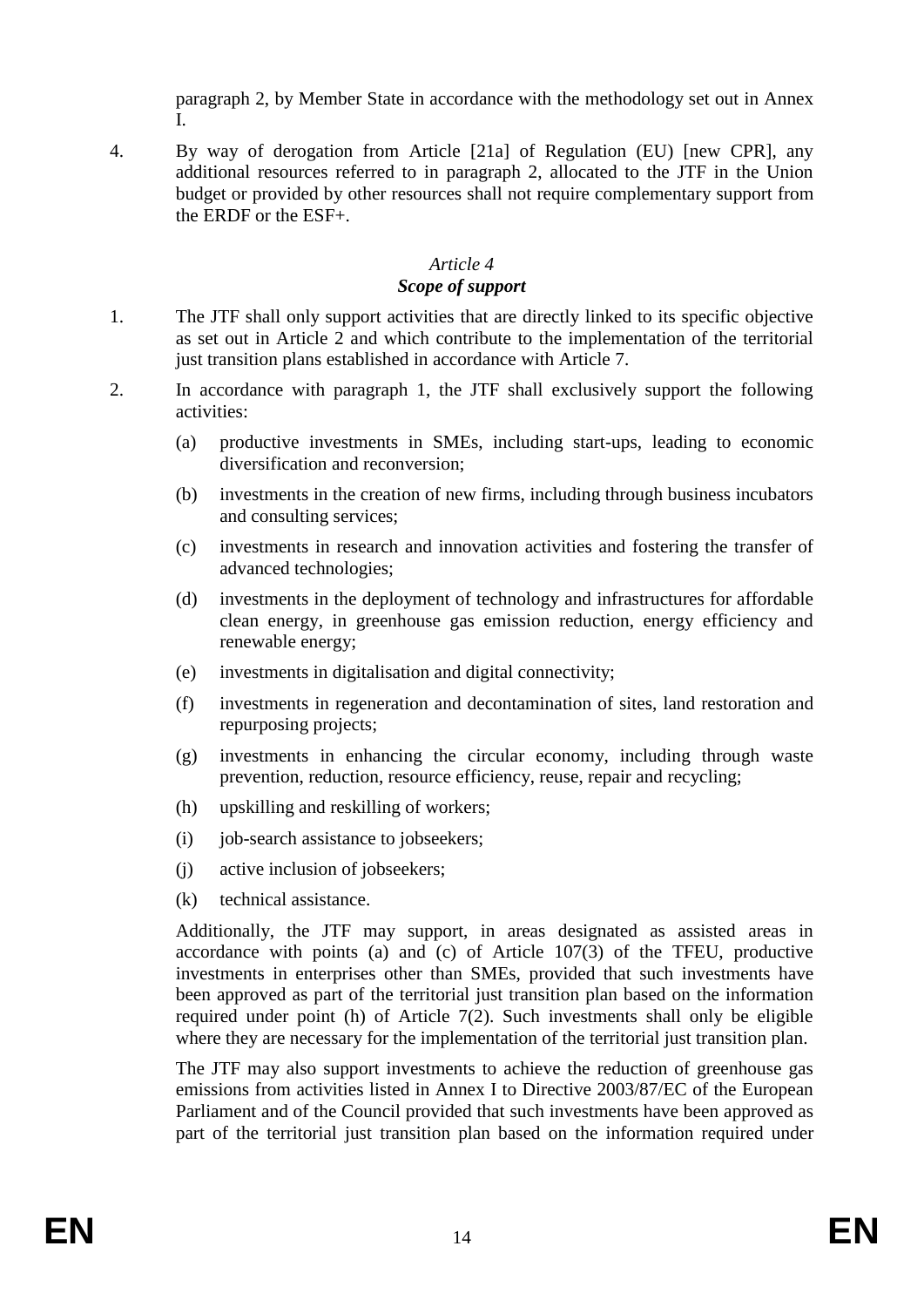paragraph 2, by Member State in accordance with the methodology set out in Annex I.

4. By way of derogation from Article [21a] of Regulation (EU) [new CPR], any additional resources referred to in paragraph 2, allocated to the JTF in the Union budget or provided by other resources shall not require complementary support from the ERDF or the ESF+.

*Article 4*

***Scope of support***

1. The JTF shall only support activities that are directly linked to its specific objective as set out in Article 2 and which contribute to the implementation of the territorial just transition plans established in accordance with Article 7.

2. In accordance with paragraph 1, the JTF shall exclusively support the following activities:

   (a) productive investments in SMEs, including start-ups, leading to economic diversification and reconversion;

   (b) investments in the creation of new firms, including through business incubators and consulting services;

   (c) investments in research and innovation activities and fostering the transfer of advanced technologies;

   (d) investments in the deployment of technology and infrastructures for affordable clean energy, in greenhouse gas emission reduction, energy efficiency and renewable energy;

   (e) investments in digitalisation and digital connectivity;

   (f) investments in regeneration and decontamination of sites, land restoration and repurposing projects;

   (g) investments in enhancing the circular economy, including through waste prevention, reduction, resource efficiency, reuse, repair and recycling;

   (h) upskilling and reskilling of workers;

   (i) job-search assistance to jobseekers;

   (j) active inclusion of jobseekers;

   (k) technical assistance.

   Additionally, the JTF may support, in areas designated as assisted areas in accordance with points (a) and (c) of Article 107(3) of the TFEU, productive investments in enterprises other than SMEs, provided that such investments have been approved as part of the territorial just transition plan based on the information required under point (h) of Article 7(2). Such investments shall only be eligible where they are necessary for the implementation of the territorial just transition plan.

   The JTF may also support investments to achieve the reduction of greenhouse gas emissions from activities listed in Annex I to Directive 2003/87/EC of the European Parliament and of the Council provided that such investments have been approved as part of the territorial just transition plan based on the information required under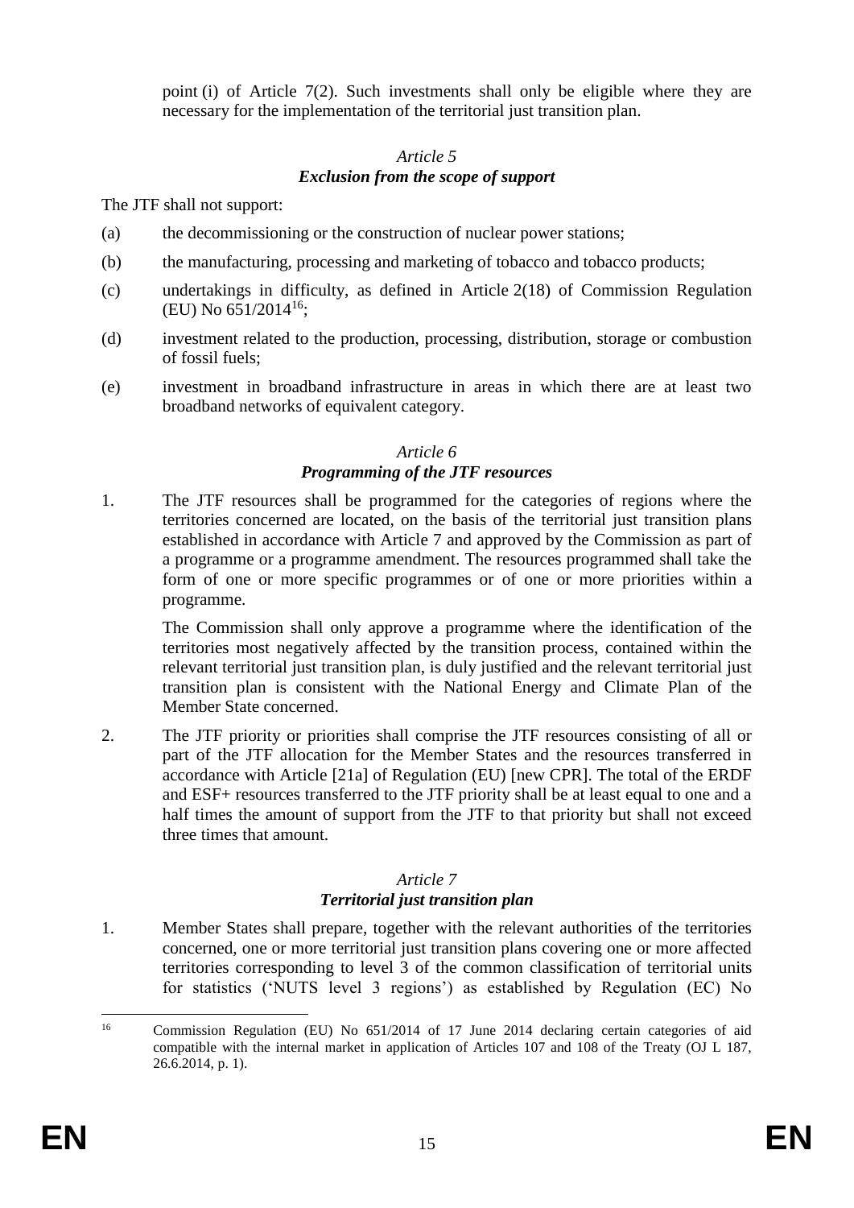point (i) of Article 7(2). Such investments shall only be eligible where they are necessary for the implementation of the territorial just transition plan.

### *Article 5*
### ***Exclusion from the scope of support***

The JTF shall not support:

(a) the decommissioning or the construction of nuclear power stations;

(b) the manufacturing, processing and marketing of tobacco and tobacco products;

(c) undertakings in difficulty, as defined in Article 2(18) of Commission Regulation (EU) No 651/2014[16];

(d) investment related to the production, processing, distribution, storage or combustion of fossil fuels;

(e) investment in broadband infrastructure in areas in which there are at least two broadband networks of equivalent category.

### *Article 6*
### ***Programming of the JTF resources***

1. The JTF resources shall be programmed for the categories of regions where the territories concerned are located, on the basis of the territorial just transition plans established in accordance with Article 7 and approved by the Commission as part of a programme or a programme amendment. The resources programmed shall take the form of one or more specific programmes or of one or more priorities within a programme.

   The Commission shall only approve a programme where the identification of the territories most negatively affected by the transition process, contained within the relevant territorial just transition plan, is duly justified and the relevant territorial just transition plan is consistent with the National Energy and Climate Plan of the Member State concerned.

2. The JTF priority or priorities shall comprise the JTF resources consisting of all or part of the JTF allocation for the Member States and the resources transferred in accordance with Article [21a] of Regulation (EU) [new CPR]. The total of the ERDF and ESF+ resources transferred to the JTF priority shall be at least equal to one and a half times the amount of support from the JTF to that priority but shall not exceed three times that amount.

### *Article 7*
### ***Territorial just transition plan***

1. Member States shall prepare, together with the relevant authorities of the territories concerned, one or more territorial just transition plans covering one or more affected territories corresponding to level 3 of the common classification of territorial units for statistics ('NUTS level 3 regions') as established by Regulation (EC) No

---

[16] Commission Regulation (EU) No 651/2014 of 17 June 2014 declaring certain categories of aid compatible with the internal market in application of Articles 107 and 108 of the Treaty (OJ L 187, 26.6.2014, p. 1).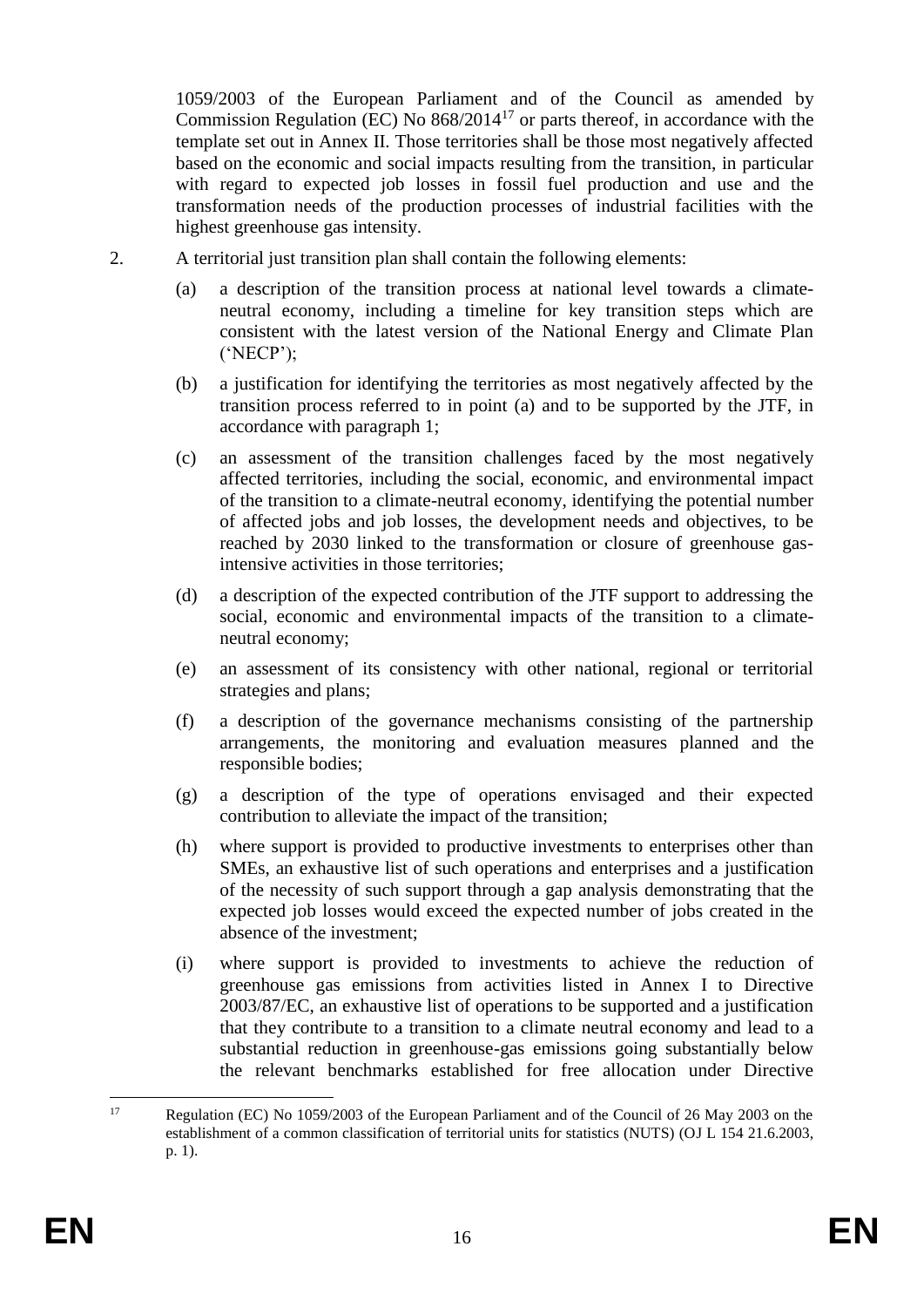1059/2003 of the European Parliament and of the Council as amended by Commission Regulation (EC) No 868/2014[17] or parts thereof, in accordance with the template set out in Annex II. Those territories shall be those most negatively affected based on the economic and social impacts resulting from the transition, in particular with regard to expected job losses in fossil fuel production and use and the transformation needs of the production processes of industrial facilities with the highest greenhouse gas intensity.

2. A territorial just transition plan shall contain the following elements:

   (a) a description of the transition process at national level towards a climate-neutral economy, including a timeline for key transition steps which are consistent with the latest version of the National Energy and Climate Plan ('NECP');

   (b) a justification for identifying the territories as most negatively affected by the transition process referred to in point (a) and to be supported by the JTF, in accordance with paragraph 1;

   (c) an assessment of the transition challenges faced by the most negatively affected territories, including the social, economic, and environmental impact of the transition to a climate-neutral economy, identifying the potential number of affected jobs and job losses, the development needs and objectives, to be reached by 2030 linked to the transformation or closure of greenhouse gas-intensive activities in those territories;

   (d) a description of the expected contribution of the JTF support to addressing the social, economic and environmental impacts of the transition to a climate-neutral economy;

   (e) an assessment of its consistency with other national, regional or territorial strategies and plans;

   (f) a description of the governance mechanisms consisting of the partnership arrangements, the monitoring and evaluation measures planned and the responsible bodies;

   (g) a description of the type of operations envisaged and their expected contribution to alleviate the impact of the transition;

   (h) where support is provided to productive investments to enterprises other than SMEs, an exhaustive list of such operations and enterprises and a justification of the necessity of such support through a gap analysis demonstrating that the expected job losses would exceed the expected number of jobs created in the absence of the investment;

   (i) where support is provided to investments to achieve the reduction of greenhouse gas emissions from activities listed in Annex I to Directive 2003/87/EC, an exhaustive list of operations to be supported and a justification that they contribute to a transition to a climate neutral economy and lead to a substantial reduction in greenhouse-gas emissions going substantially below the relevant benchmarks established for free allocation under Directive

---

[17] Regulation (EC) No 1059/2003 of the European Parliament and of the Council of 26 May 2003 on the establishment of a common classification of territorial units for statistics (NUTS) (OJ L 154 21.6.2003, p. 1).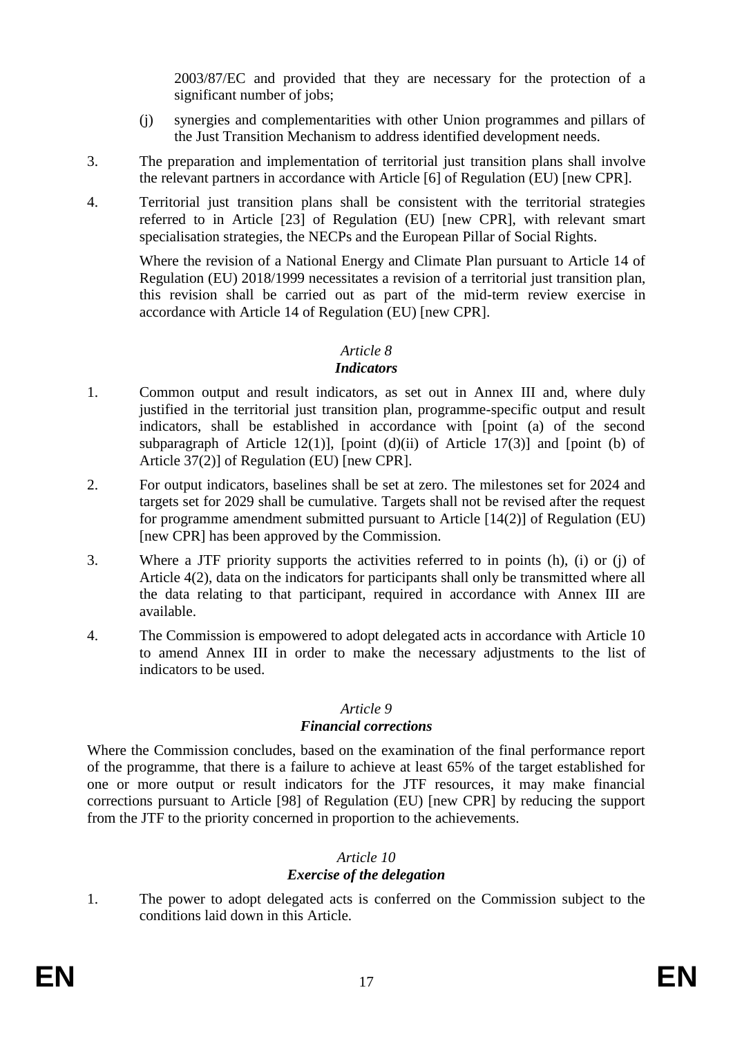2003/87/EC and provided that they are necessary for the protection of a significant number of jobs;

(j) synergies and complementarities with other Union programmes and pillars of the Just Transition Mechanism to address identified development needs.

3. The preparation and implementation of territorial just transition plans shall involve the relevant partners in accordance with Article [6] of Regulation (EU) [new CPR].

4. Territorial just transition plans shall be consistent with the territorial strategies referred to in Article [23] of Regulation (EU) [new CPR], with relevant smart specialisation strategies, the NECPs and the European Pillar of Social Rights.

   Where the revision of a National Energy and Climate Plan pursuant to Article 14 of Regulation (EU) 2018/1999 necessitates a revision of a territorial just transition plan, this revision shall be carried out as part of the mid-term review exercise in accordance with Article 14 of Regulation (EU) [new CPR].

*Article 8*
***Indicators***

1. Common output and result indicators, as set out in Annex III and, where duly justified in the territorial just transition plan, programme-specific output and result indicators, shall be established in accordance with [point (a) of the second subparagraph of Article 12(1)], [point (d)(ii) of Article 17(3)] and [point (b) of Article 37(2)] of Regulation (EU) [new CPR].

2. For output indicators, baselines shall be set at zero. The milestones set for 2024 and targets set for 2029 shall be cumulative. Targets shall not be revised after the request for programme amendment submitted pursuant to Article [14(2)] of Regulation (EU) [new CPR] has been approved by the Commission.

3. Where a JTF priority supports the activities referred to in points (h), (i) or (j) of Article 4(2), data on the indicators for participants shall only be transmitted where all the data relating to that participant, required in accordance with Annex III are available.

4. The Commission is empowered to adopt delegated acts in accordance with Article 10 to amend Annex III in order to make the necessary adjustments to the list of indicators to be used.

*Article 9*
***Financial corrections***

Where the Commission concludes, based on the examination of the final performance report of the programme, that there is a failure to achieve at least 65% of the target established for one or more output or result indicators for the JTF resources, it may make financial corrections pursuant to Article [98] of Regulation (EU) [new CPR] by reducing the support from the JTF to the priority concerned in proportion to the achievements.

*Article 10*
***Exercise of the delegation***

1. The power to adopt delegated acts is conferred on the Commission subject to the conditions laid down in this Article.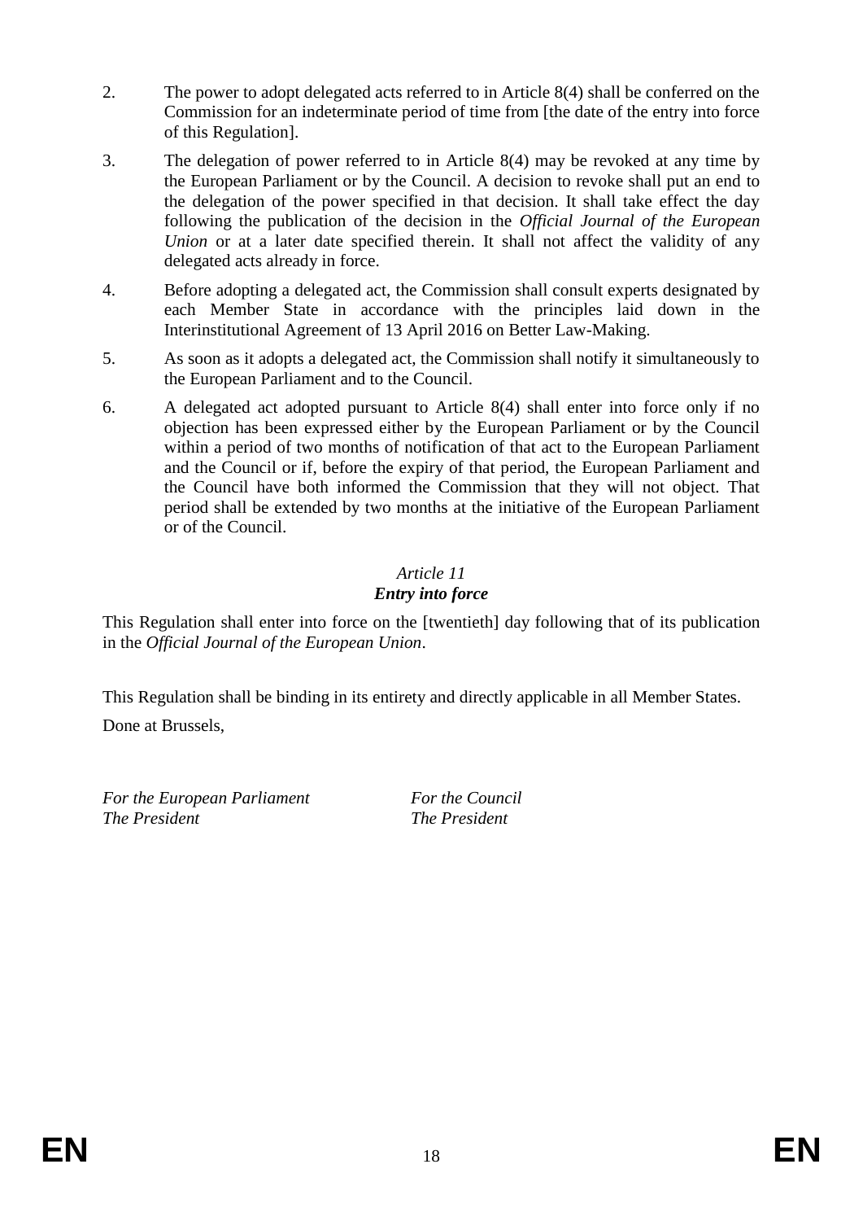2. The power to adopt delegated acts referred to in Article 8(4) shall be conferred on the Commission for an indeterminate period of time from [the date of the entry into force of this Regulation].

3. The delegation of power referred to in Article 8(4) may be revoked at any time by the European Parliament or by the Council. A decision to revoke shall put an end to the delegation of the power specified in that decision. It shall take effect the day following the publication of the decision in the *Official Journal of the European Union* or at a later date specified therein. It shall not affect the validity of any delegated acts already in force.

4. Before adopting a delegated act, the Commission shall consult experts designated by each Member State in accordance with the principles laid down in the Interinstitutional Agreement of 13 April 2016 on Better Law-Making.

5. As soon as it adopts a delegated act, the Commission shall notify it simultaneously to the European Parliament and to the Council.

6. A delegated act adopted pursuant to Article 8(4) shall enter into force only if no objection has been expressed either by the European Parliament or by the Council within a period of two months of notification of that act to the European Parliament and the Council or if, before the expiry of that period, the European Parliament and the Council have both informed the Commission that they will not object. That period shall be extended by two months at the initiative of the European Parliament or of the Council.

*Article 11*

***Entry into force***

This Regulation shall enter into force on the [twentieth] day following that of its publication in the *Official Journal of the European Union*.

This Regulation shall be binding in its entirety and directly applicable in all Member States.

Done at Brussels,

*For the European Parliament*
*The President*

*For the Council*
*The President*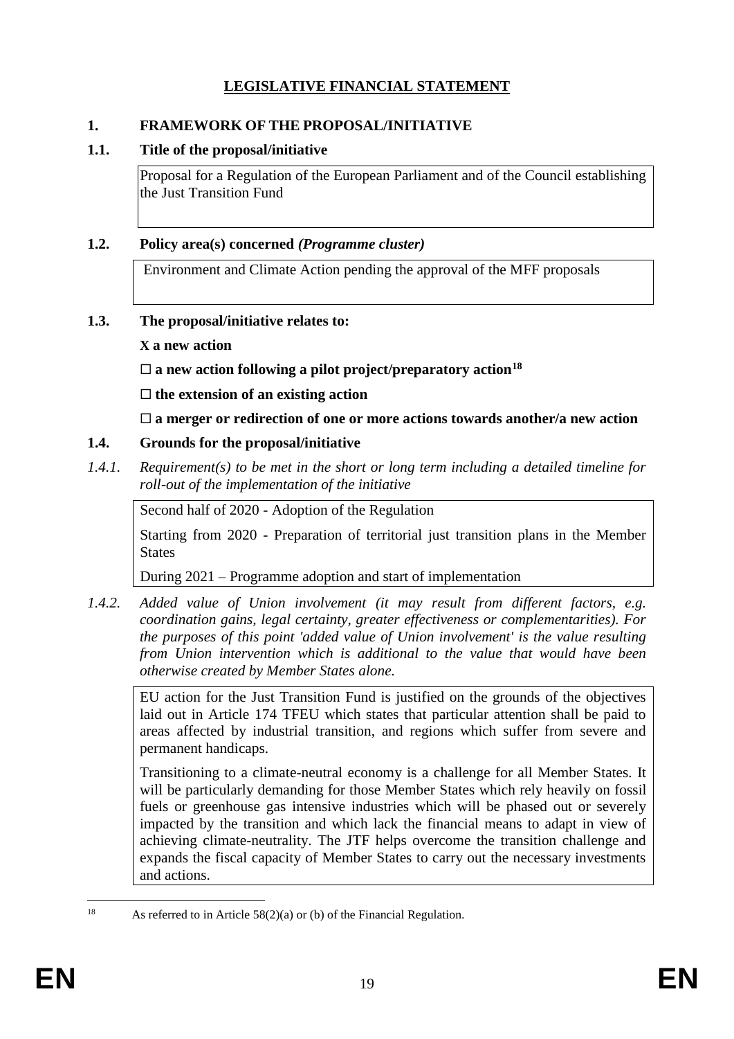# LEGISLATIVE FINANCIAL STATEMENT

## 1. FRAMEWORK OF THE PROPOSAL/INITIATIVE

### 1.1. Title of the proposal/initiative

Proposal for a Regulation of the European Parliament and of the Council establishing the Just Transition Fund

### 1.2. Policy area(s) concerned *(Programme cluster)*

Environment and Climate Action pending the approval of the MFF proposals

### 1.3. The proposal/initiative relates to:

**X a new action**

**☐ a new action following a pilot project/preparatory action[18]**

**☐ the extension of an existing action**

**☐ a merger or redirection of one or more actions towards another/a new action**

### 1.4. Grounds for the proposal/initiative

*1.4.1. Requirement(s) to be met in the short or long term including a detailed timeline for roll-out of the implementation of the initiative*

Second half of 2020 - Adoption of the Regulation

Starting from 2020 - Preparation of territorial just transition plans in the Member States

During 2021 – Programme adoption and start of implementation

*1.4.2. Added value of Union involvement (it may result from different factors, e.g. coordination gains, legal certainty, greater effectiveness or complementarities). For the purposes of this point 'added value of Union involvement' is the value resulting from Union intervention which is additional to the value that would have been otherwise created by Member States alone.*

EU action for the Just Transition Fund is justified on the grounds of the objectives laid out in Article 174 TFEU which states that particular attention shall be paid to areas affected by industrial transition, and regions which suffer from severe and permanent handicaps.

Transitioning to a climate-neutral economy is a challenge for all Member States. It will be particularly demanding for those Member States which rely heavily on fossil fuels or greenhouse gas intensive industries which will be phased out or severely impacted by the transition and which lack the financial means to adapt in view of achieving climate-neutrality. The JTF helps overcome the transition challenge and expands the fiscal capacity of Member States to carry out the necessary investments and actions.

---

[18] As referred to in Article 58(2)(a) or (b) of the Financial Regulation.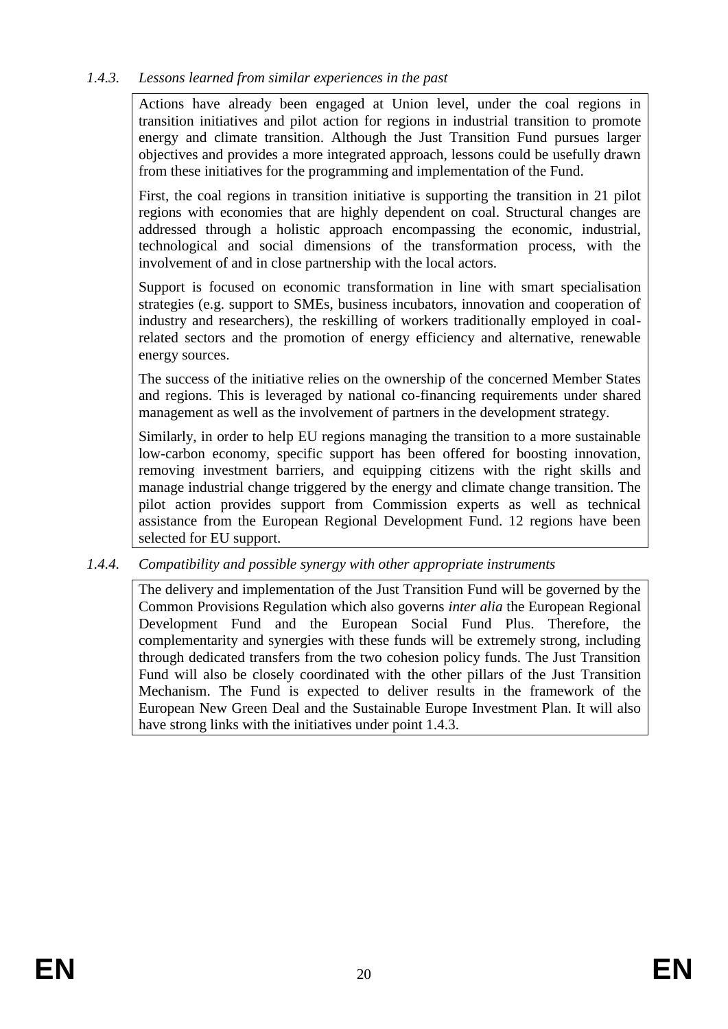*1.4.3. Lessons learned from similar experiences in the past*

Actions have already been engaged at Union level, under the coal regions in transition initiatives and pilot action for regions in industrial transition to promote energy and climate transition. Although the Just Transition Fund pursues larger objectives and provides a more integrated approach, lessons could be usefully drawn from these initiatives for the programming and implementation of the Fund.

First, the coal regions in transition initiative is supporting the transition in 21 pilot regions with economies that are highly dependent on coal. Structural changes are addressed through a holistic approach encompassing the economic, industrial, technological and social dimensions of the transformation process, with the involvement of and in close partnership with the local actors.

Support is focused on economic transformation in line with smart specialisation strategies (e.g. support to SMEs, business incubators, innovation and cooperation of industry and researchers), the reskilling of workers traditionally employed in coal-related sectors and the promotion of energy efficiency and alternative, renewable energy sources.

The success of the initiative relies on the ownership of the concerned Member States and regions. This is leveraged by national co-financing requirements under shared management as well as the involvement of partners in the development strategy.

Similarly, in order to help EU regions managing the transition to a more sustainable low-carbon economy, specific support has been offered for boosting innovation, removing investment barriers, and equipping citizens with the right skills and manage industrial change triggered by the energy and climate change transition. The pilot action provides support from Commission experts as well as technical assistance from the European Regional Development Fund. 12 regions have been selected for EU support.

*1.4.4. Compatibility and possible synergy with other appropriate instruments*

The delivery and implementation of the Just Transition Fund will be governed by the Common Provisions Regulation which also governs *inter alia* the European Regional Development Fund and the European Social Fund Plus. Therefore, the complementarity and synergies with these funds will be extremely strong, including through dedicated transfers from the two cohesion policy funds. The Just Transition Fund will also be closely coordinated with the other pillars of the Just Transition Mechanism. The Fund is expected to deliver results in the framework of the European New Green Deal and the Sustainable Europe Investment Plan. It will also have strong links with the initiatives under point 1.4.3.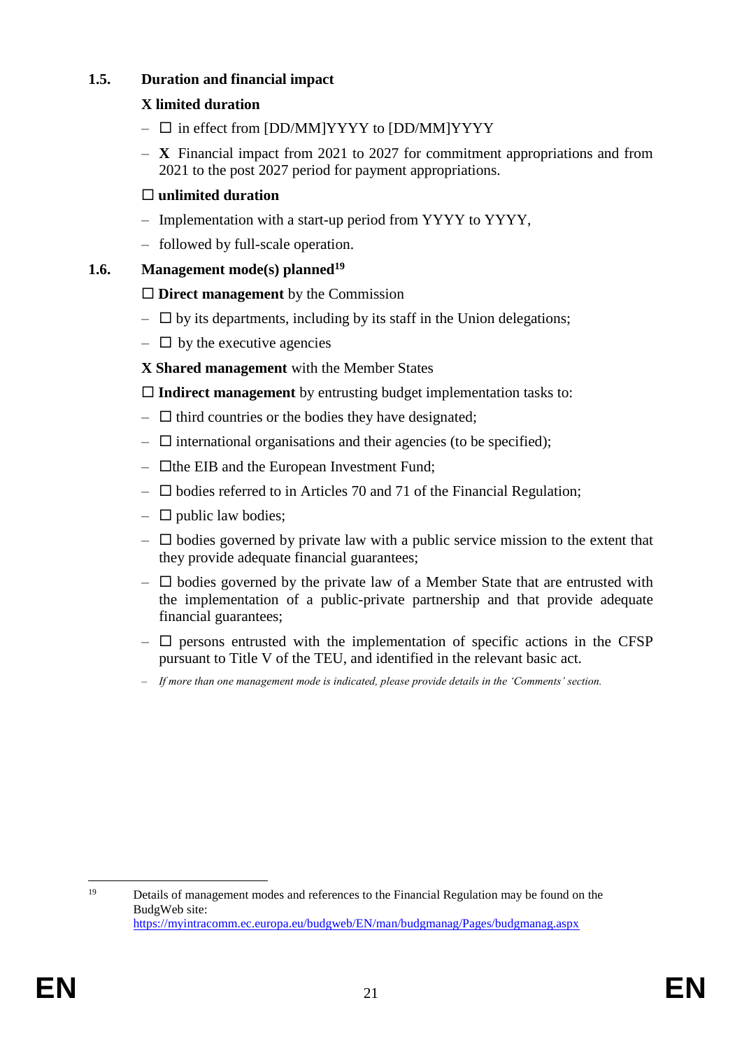### 1.5. Duration and financial impact

**X limited duration**

- ☐ in effect from [DD/MM]YYYY to [DD/MM]YYYY
- **X** Financial impact from 2021 to 2027 for commitment appropriations and from 2021 to the post 2027 period for payment appropriations.

☐ **unlimited duration**

- Implementation with a start-up period from YYYY to YYYY,
- followed by full-scale operation.

### 1.6. Management mode(s) planned[19]

☐ **Direct management** by the Commission

- ☐ by its departments, including by its staff in the Union delegations;
- ☐ by the executive agencies

**X Shared management** with the Member States

☐ **Indirect management** by entrusting budget implementation tasks to:

- ☐ third countries or the bodies they have designated;
- ☐ international organisations and their agencies (to be specified);
- ☐the EIB and the European Investment Fund;
- ☐ bodies referred to in Articles 70 and 71 of the Financial Regulation;
- ☐ public law bodies;
- ☐ bodies governed by private law with a public service mission to the extent that they provide adequate financial guarantees;
- ☐ bodies governed by the private law of a Member State that are entrusted with the implementation of a public-private partnership and that provide adequate financial guarantees;
- ☐ persons entrusted with the implementation of specific actions in the CFSP pursuant to Title V of the TEU, and identified in the relevant basic act.
- *If more than one management mode is indicated, please provide details in the 'Comments' section.*

---

[19] Details of management modes and references to the Financial Regulation may be found on the BudgWeb site: https://myintracomm.ec.europa.eu/budgweb/EN/man/budgmanag/Pages/budgmanag.aspx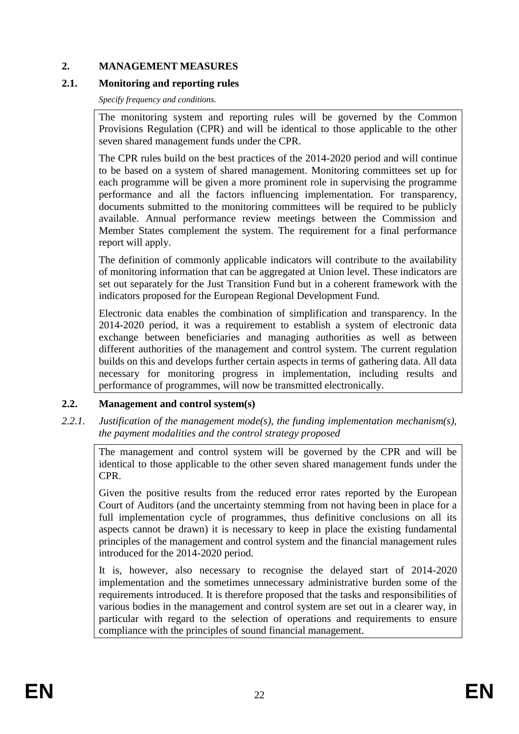# 2. MANAGEMENT MEASURES

## 2.1. Monitoring and reporting rules

*Specify frequency and conditions.*

The monitoring system and reporting rules will be governed by the Common Provisions Regulation (CPR) and will be identical to those applicable to the other seven shared management funds under the CPR.

The CPR rules build on the best practices of the 2014-2020 period and will continue to be based on a system of shared management. Monitoring committees set up for each programme will be given a more prominent role in supervising the programme performance and all the factors influencing implementation. For transparency, documents submitted to the monitoring committees will be required to be publicly available. Annual performance review meetings between the Commission and Member States complement the system. The requirement for a final performance report will apply.

The definition of commonly applicable indicators will contribute to the availability of monitoring information that can be aggregated at Union level. These indicators are set out separately for the Just Transition Fund but in a coherent framework with the indicators proposed for the European Regional Development Fund.

Electronic data enables the combination of simplification and transparency. In the 2014-2020 period, it was a requirement to establish a system of electronic data exchange between beneficiaries and managing authorities as well as between different authorities of the management and control system. The current regulation builds on this and develops further certain aspects in terms of gathering data. All data necessary for monitoring progress in implementation, including results and performance of programmes, will now be transmitted electronically.

## 2.2. Management and control system(s)

### *2.2.1. Justification of the management mode(s), the funding implementation mechanism(s), the payment modalities and the control strategy proposed*

The management and control system will be governed by the CPR and will be identical to those applicable to the other seven shared management funds under the CPR.

Given the positive results from the reduced error rates reported by the European Court of Auditors (and the uncertainty stemming from not having been in place for a full implementation cycle of programmes, thus definitive conclusions on all its aspects cannot be drawn) it is necessary to keep in place the existing fundamental principles of the management and control system and the financial management rules introduced for the 2014-2020 period.

It is, however, also necessary to recognise the delayed start of 2014-2020 implementation and the sometimes unnecessary administrative burden some of the requirements introduced. It is therefore proposed that the tasks and responsibilities of various bodies in the management and control system are set out in a clearer way, in particular with regard to the selection of operations and requirements to ensure compliance with the principles of sound financial management.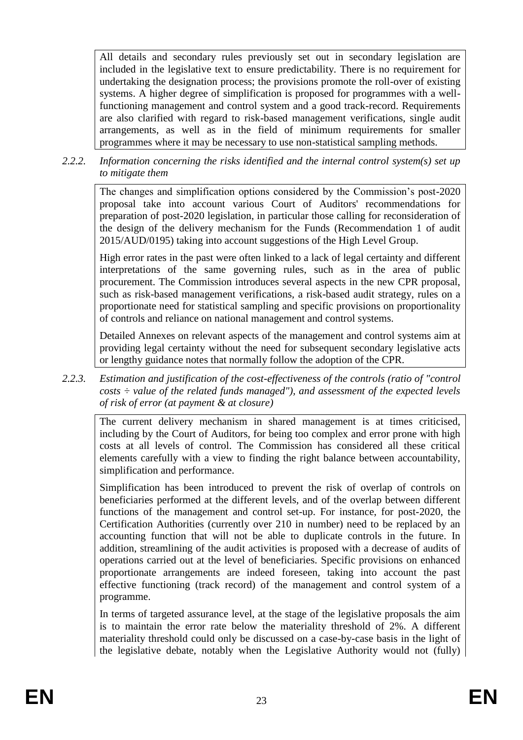All details and secondary rules previously set out in secondary legislation are included in the legislative text to ensure predictability. There is no requirement for undertaking the designation process; the provisions promote the roll-over of existing systems. A higher degree of simplification is proposed for programmes with a well-functioning management and control system and a good track-record. Requirements are also clarified with regard to risk-based management verifications, single audit arrangements, as well as in the field of minimum requirements for smaller programmes where it may be necessary to use non-statistical sampling methods.

*2.2.2. Information concerning the risks identified and the internal control system(s) set up to mitigate them*

The changes and simplification options considered by the Commission's post-2020 proposal take into account various Court of Auditors' recommendations for preparation of post-2020 legislation, in particular those calling for reconsideration of the design of the delivery mechanism for the Funds (Recommendation 1 of audit 2015/AUD/0195) taking into account suggestions of the High Level Group.

High error rates in the past were often linked to a lack of legal certainty and different interpretations of the same governing rules, such as in the area of public procurement. The Commission introduces several aspects in the new CPR proposal, such as risk-based management verifications, a risk-based audit strategy, rules on a proportionate need for statistical sampling and specific provisions on proportionality of controls and reliance on national management and control systems.

Detailed Annexes on relevant aspects of the management and control systems aim at providing legal certainty without the need for subsequent secondary legislative acts or lengthy guidance notes that normally follow the adoption of the CPR.

*2.2.3. Estimation and justification of the cost-effectiveness of the controls (ratio of "control costs ÷ value of the related funds managed"), and assessment of the expected levels of risk of error (at payment & at closure)*

The current delivery mechanism in shared management is at times criticised, including by the Court of Auditors, for being too complex and error prone with high costs at all levels of control. The Commission has considered all these critical elements carefully with a view to finding the right balance between accountability, simplification and performance.

Simplification has been introduced to prevent the risk of overlap of controls on beneficiaries performed at the different levels, and of the overlap between different functions of the management and control set-up. For instance, for post-2020, the Certification Authorities (currently over 210 in number) need to be replaced by an accounting function that will not be able to duplicate controls in the future. In addition, streamlining of the audit activities is proposed with a decrease of audits of operations carried out at the level of beneficiaries. Specific provisions on enhanced proportionate arrangements are indeed foreseen, taking into account the past effective functioning (track record) of the management and control system of a programme.

In terms of targeted assurance level, at the stage of the legislative proposals the aim is to maintain the error rate below the materiality threshold of 2%. A different materiality threshold could only be discussed on a case-by-case basis in the light of the legislative debate, notably when the Legislative Authority would not (fully)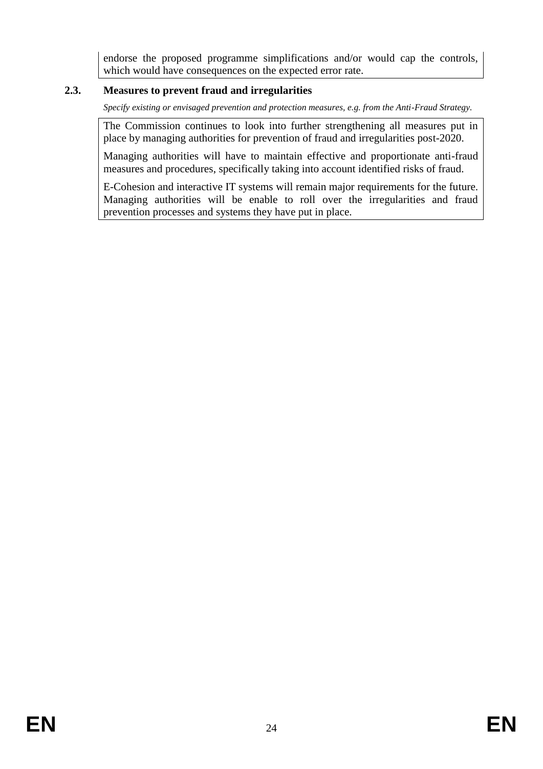endorse the proposed programme simplifications and/or would cap the controls, which would have consequences on the expected error rate.

### 2.3. Measures to prevent fraud and irregularities

*Specify existing or envisaged prevention and protection measures, e.g. from the Anti-Fraud Strategy.*

The Commission continues to look into further strengthening all measures put in place by managing authorities for prevention of fraud and irregularities post-2020.

Managing authorities will have to maintain effective and proportionate anti-fraud measures and procedures, specifically taking into account identified risks of fraud.

E-Cohesion and interactive IT systems will remain major requirements for the future. Managing authorities will be enable to roll over the irregularities and fraud prevention processes and systems they have put in place.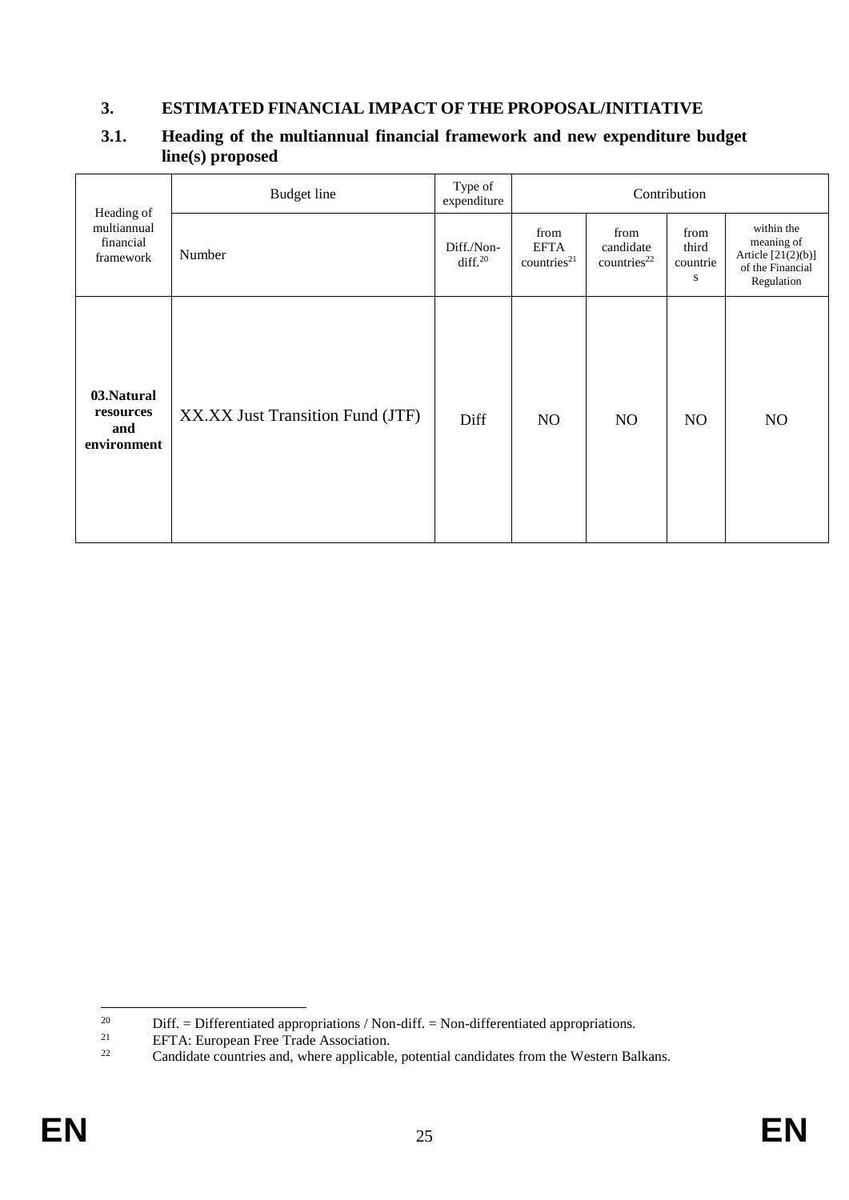### 3. ESTIMATED FINANCIAL IMPACT OF THE PROPOSAL/INITIATIVE

### 3.1. Heading of the multiannual financial framework and new expenditure budget line(s) proposed

| Heading of multiannual financial framework | Budget line | Type of expenditure | Contribution | | | |
|---|---|---|---|---|---|---|
| | Number | Diff./Non-diff.[20] | from EFTA countries[21] | from candidate countries[22] | from third countries | within the meaning of Article [21(2)(b)] of the Financial Regulation |
| **03.Natural resources and environment** | XX.XX Just Transition Fund (JTF) | Diff | NO | NO | NO | NO |

[20] Diff. = Differentiated appropriations / Non-diff. = Non-differentiated appropriations.

[21] EFTA: European Free Trade Association.

[22] Candidate countries and, where applicable, potential candidates from the Western Balkans.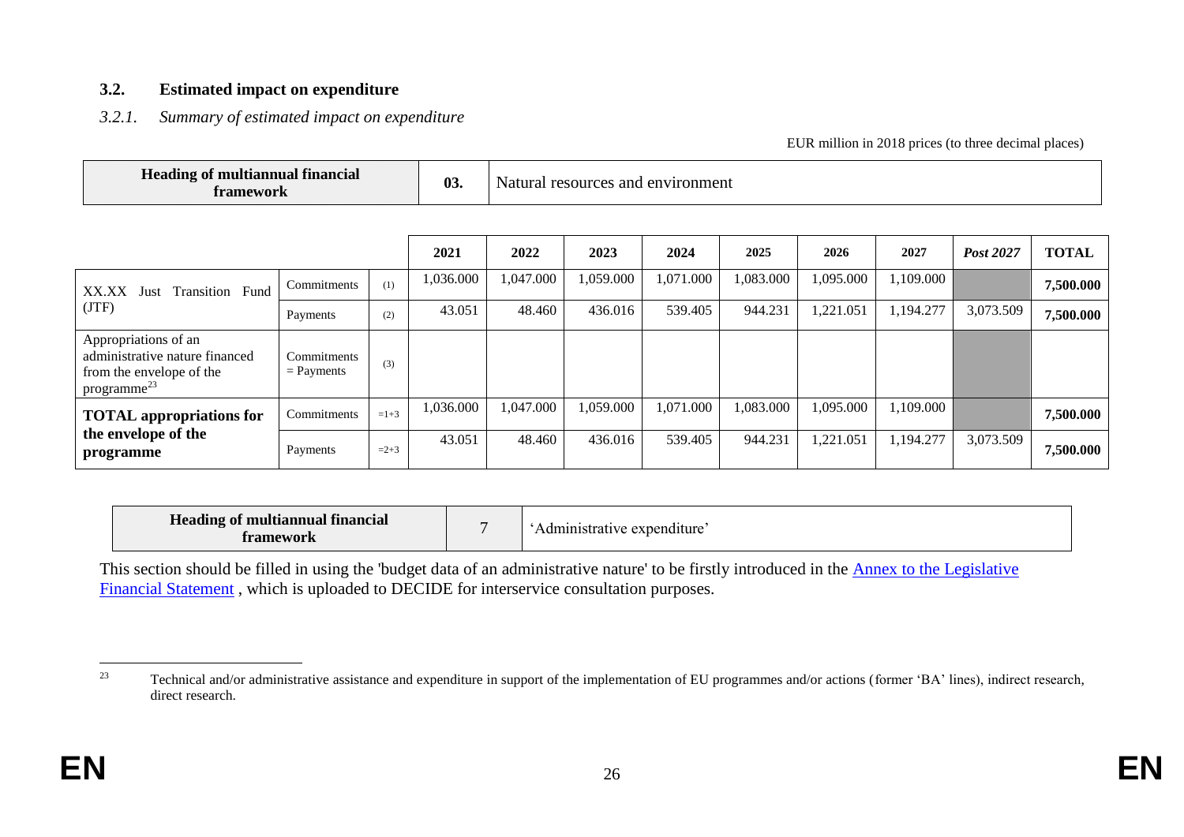### 3.2. Estimated impact on expenditure

#### *3.2.1. Summary of estimated impact on expenditure*

EUR million in 2018 prices (to three decimal places)

| **Heading of multiannual financial framework** | **03.** | Natural resources and environment |
|---|---|---|

| | | | 2021 | 2022 | 2023 | 2024 | 2025 | 2026 | 2027 | *Post 2027* | TOTAL |
|---|---|---|---|---|---|---|---|---|---|---|---|
| XX.XX Just Transition Fund (JTF) | Commitments | (1) | 1,036.000 | 1,047.000 | 1,059.000 | 1,071.000 | 1,083.000 | 1,095.000 | 1,109.000 | | **7,500.000** |
| | Payments | (2) | 43.051 | 48.460 | 436.016 | 539.405 | 944.231 | 1,221.051 | 1,194.277 | 3,073.509 | **7,500.000** |
| Appropriations of an administrative nature financed from the envelope of the programme[23] | Commitments = Payments | (3) | | | | | | | | | |
| **TOTAL appropriations for the envelope of the programme** | Commitments | =1+3 | 1,036.000 | 1,047.000 | 1,059.000 | 1,071.000 | 1,083.000 | 1,095.000 | 1,109.000 | | **7,500.000** |
| | Payments | =2+3 | 43.051 | 48.460 | 436.016 | 539.405 | 944.231 | 1,221.051 | 1,194.277 | 3,073.509 | **7,500.000** |

| **Heading of multiannual financial framework** | 7 | 'Administrative expenditure' |
|---|---|---|

This section should be filled in using the 'budget data of an administrative nature' to be firstly introduced in the Annex to the Legislative Financial Statement , which is uploaded to DECIDE for interservice consultation purposes.

---

[23] Technical and/or administrative assistance and expenditure in support of the implementation of EU programmes and/or actions (former 'BA' lines), indirect research, direct research.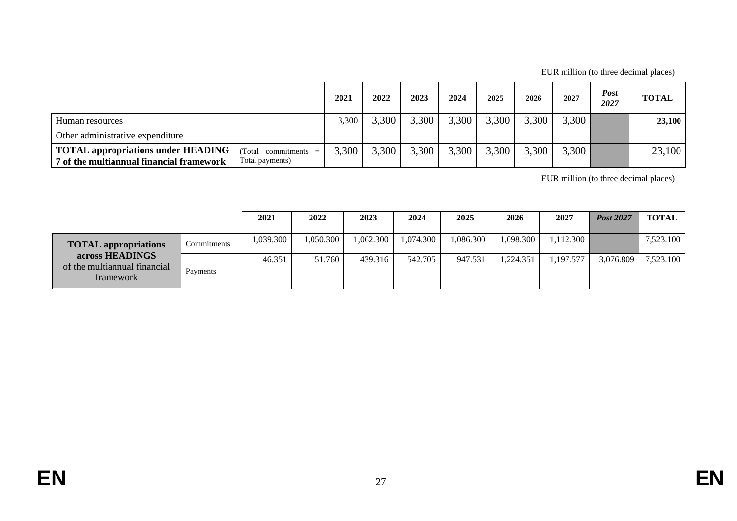EUR million (to three decimal places)

| | | 2021 | 2022 | 2023 | 2024 | 2025 | 2026 | 2027 | *Post 2027* | TOTAL |
|---|---|---|---|---|---|---|---|---|---|---|
| Human resources | | 3,300 | 3,300 | 3,300 | 3,300 | 3,300 | 3,300 | 3,300 | | **23,100** |
| Other administrative expenditure | | | | | | | | | | |
| **TOTAL appropriations under HEADING 7 of the multiannual financial framework** | (Total commitments = Total payments) | 3,300 | 3,300 | 3,300 | 3,300 | 3,300 | 3,300 | 3,300 | | 23,100 |

EUR million (to three decimal places)

| | | 2021 | 2022 | 2023 | 2024 | 2025 | 2026 | 2027 | *Post 2027* | TOTAL |
|---|---|---|---|---|---|---|---|---|---|---|
| **TOTAL appropriations across HEADINGS** of the multiannual financial framework | Commitments | 1,039.300 | 1,050.300 | 1,062.300 | 1,074.300 | 1,086.300 | 1,098.300 | 1,112.300 | | 7,523.100 |
| | Payments | 46.351 | 51.760 | 439.316 | 542.705 | 947.531 | 1,224.351 | 1,197.577 | 3,076.809 | 7,523.100 |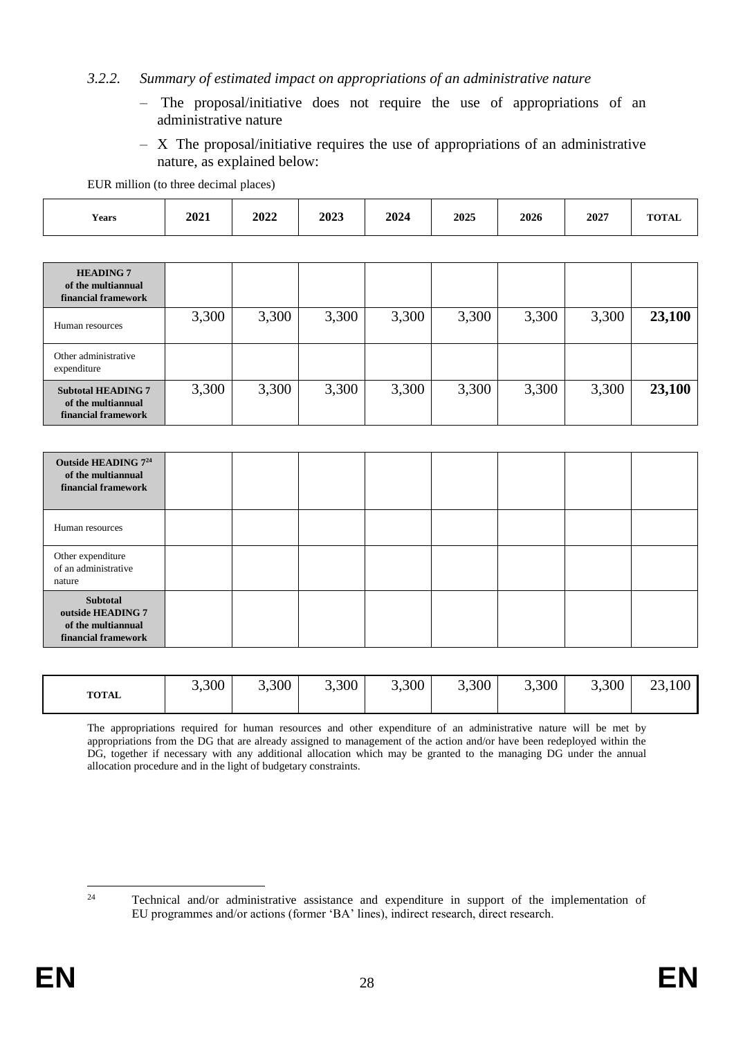### 3.2.2. *Summary of estimated impact on appropriations of an administrative nature*

- The proposal/initiative does not require the use of appropriations of an administrative nature
- X The proposal/initiative requires the use of appropriations of an administrative nature, as explained below:

EUR million (to three decimal places)

| Years | 2021 | 2022 | 2023 | 2024 | 2025 | 2026 | 2027 | TOTAL |
|---|---|---|---|---|---|---|---|---|
| **HEADING 7 of the multiannual financial framework** | | | | | | | | |
| Human resources | 3,300 | 3,300 | 3,300 | 3,300 | 3,300 | 3,300 | 3,300 | **23,100** |
| Other administrative expenditure | | | | | | | | |
| **Subtotal HEADING 7 of the multiannual financial framework** | 3,300 | 3,300 | 3,300 | 3,300 | 3,300 | 3,300 | 3,300 | **23,100** |
| **Outside HEADING 7[24] of the multiannual financial framework** | | | | | | | | |
| Human resources | | | | | | | | |
| Other expenditure of an administrative nature | | | | | | | | |
| **Subtotal outside HEADING 7 of the multiannual financial framework** | | | | | | | | |
| **TOTAL** | 3,300 | 3,300 | 3,300 | 3,300 | 3,300 | 3,300 | 3,300 | 23,100 |

The appropriations required for human resources and other expenditure of an administrative nature will be met by appropriations from the DG that are already assigned to management of the action and/or have been redeployed within the DG, together if necessary with any additional allocation which may be granted to the managing DG under the annual allocation procedure and in the light of budgetary constraints.

[24] Technical and/or administrative assistance and expenditure in support of the implementation of EU programmes and/or actions (former 'BA' lines), indirect research, direct research.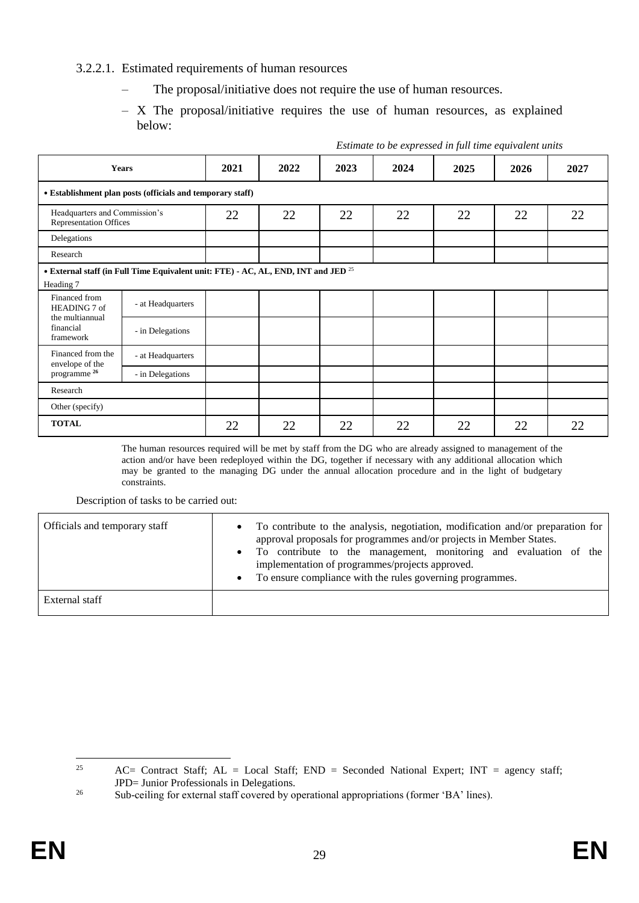#### 3.2.2.1. Estimated requirements of human resources

– The proposal/initiative does not require the use of human resources.

– X The proposal/initiative requires the use of human resources, as explained below:

*Estimate to be expressed in full time equivalent units*

| Years | | 2021 | 2022 | 2023 | 2024 | 2025 | 2026 | 2027 |
|---|---|---|---|---|---|---|---|---|
| **• Establishment plan posts (officials and temporary staff)** | | | | | | | | |
| Headquarters and Commission's Representation Offices | | 22 | 22 | 22 | 22 | 22 | 22 | 22 |
| Delegations | | | | | | | | |
| Research | | | | | | | | |
| **• External staff (in Full Time Equivalent unit: FTE) - AC, AL, END, INT and JED** [25] Heading 7 | | | | | | | | |
| Financed from HEADING 7 of the multiannual financial framework | - at Headquarters | | | | | | | |
| | - in Delegations | | | | | | | |
| Financed from the envelope of the programme [26] | - at Headquarters | | | | | | | |
| | - in Delegations | | | | | | | |
| Research | | | | | | | | |
| Other (specify) | | | | | | | | |
| **TOTAL** | | 22 | 22 | 22 | 22 | 22 | 22 | 22 |

The human resources required will be met by staff from the DG who are already assigned to management of the action and/or have been redeployed within the DG, together if necessary with any additional allocation which may be granted to the managing DG under the annual allocation procedure and in the light of budgetary constraints.

Description of tasks to be carried out:

| | |
|---|---|
| Officials and temporary staff | • To contribute to the analysis, negotiation, modification and/or preparation for approval proposals for programmes and/or projects in Member States.<br>• To contribute to the management, monitoring and evaluation of the implementation of programmes/projects approved.<br>• To ensure compliance with the rules governing programmes. |
| External staff | |

---

[25] AC= Contract Staff; AL = Local Staff; END = Seconded National Expert; INT = agency staff; JPD= Junior Professionals in Delegations.

[26] Sub-ceiling for external staff covered by operational appropriations (former 'BA' lines).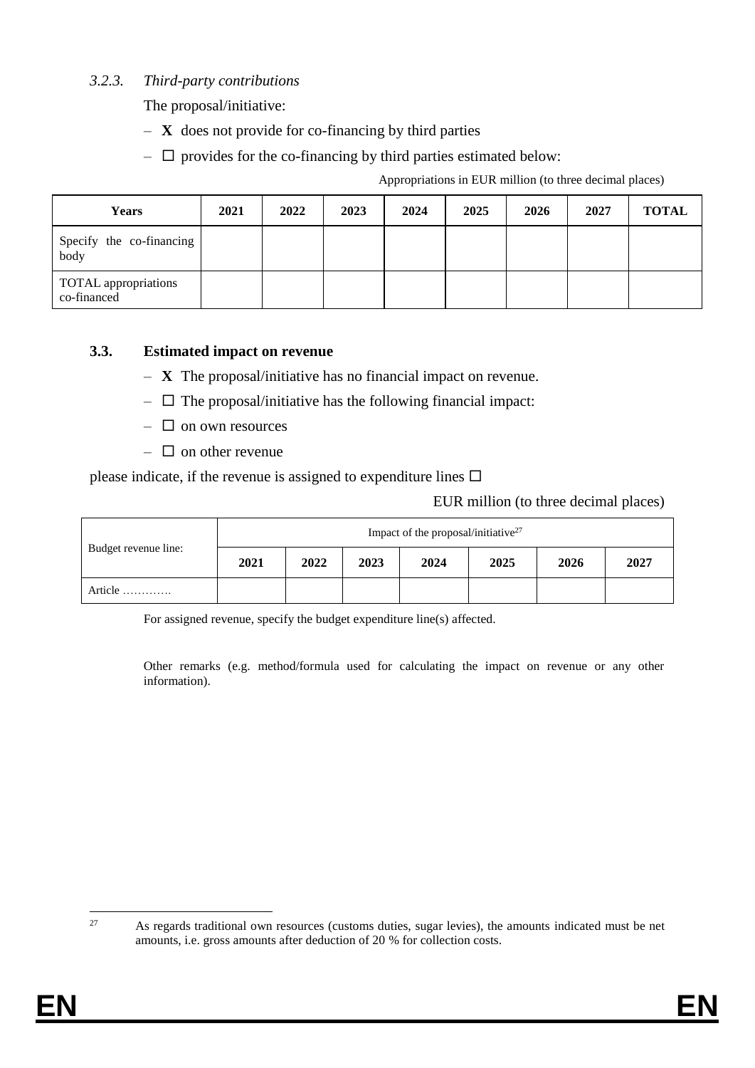#### *3.2.3. Third-party contributions*

The proposal/initiative:

- **X** does not provide for co-financing by third parties
- ☐ provides for the co-financing by third parties estimated below:

Appropriations in EUR million (to three decimal places)

| Years | 2021 | 2022 | 2023 | 2024 | 2025 | 2026 | 2027 | TOTAL |
|---|---|---|---|---|---|---|---|---|
| Specify the co-financing body | | | | | | | | |
| TOTAL appropriations co-financed | | | | | | | | |

### 3.3. Estimated impact on revenue

- **X** The proposal/initiative has no financial impact on revenue.
- ☐ The proposal/initiative has the following financial impact:
- ☐ on own resources
- ☐ on other revenue

please indicate, if the revenue is assigned to expenditure lines ☐

EUR million (to three decimal places)

| Budget revenue line: | Impact of the proposal/initiative[27] | | | | | | |
|---|---|---|---|---|---|---|---|
| | 2021 | 2022 | 2023 | 2024 | 2025 | 2026 | 2027 |
| Article …………. | | | | | | | |

For assigned revenue, specify the budget expenditure line(s) affected.

Other remarks (e.g. method/formula used for calculating the impact on revenue or any other information).

[27] As regards traditional own resources (customs duties, sugar levies), the amounts indicated must be net amounts, i.e. gross amounts after deduction of 20 % for collection costs.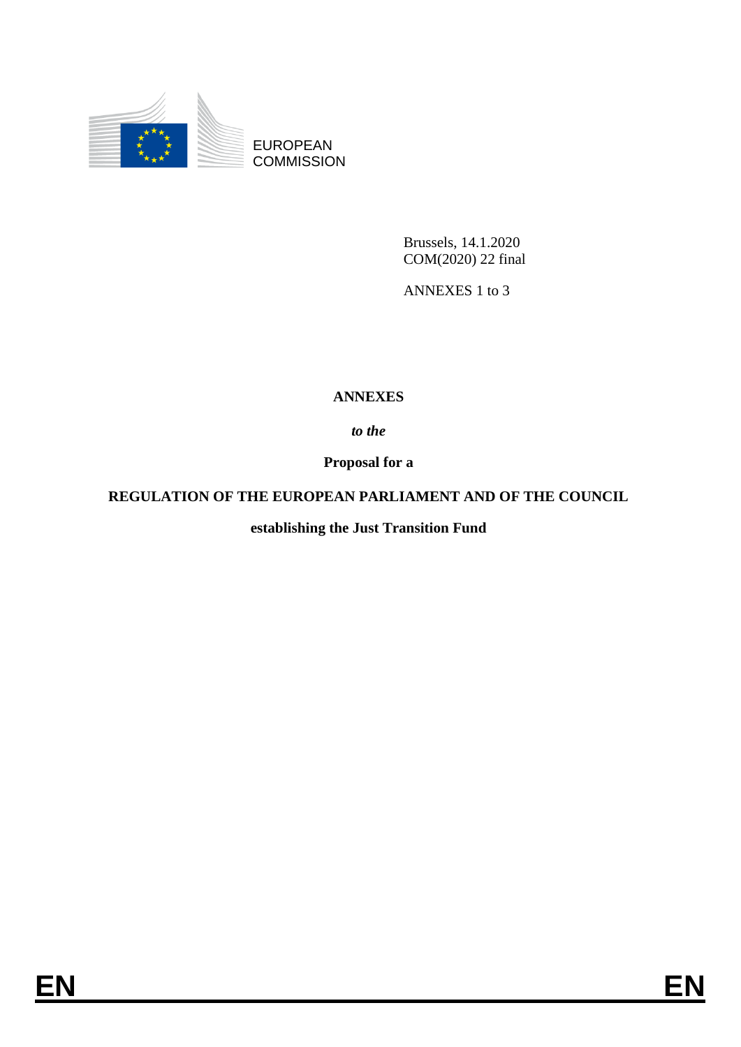EUROPEAN COMMISSION

Brussels, 14.1.2020
COM(2020) 22 final

ANNEXES 1 to 3

**ANNEXES**

***to the***

**Proposal for a**

**REGULATION OF THE EUROPEAN PARLIAMENT AND OF THE COUNCIL**

**establishing the Just Transition Fund**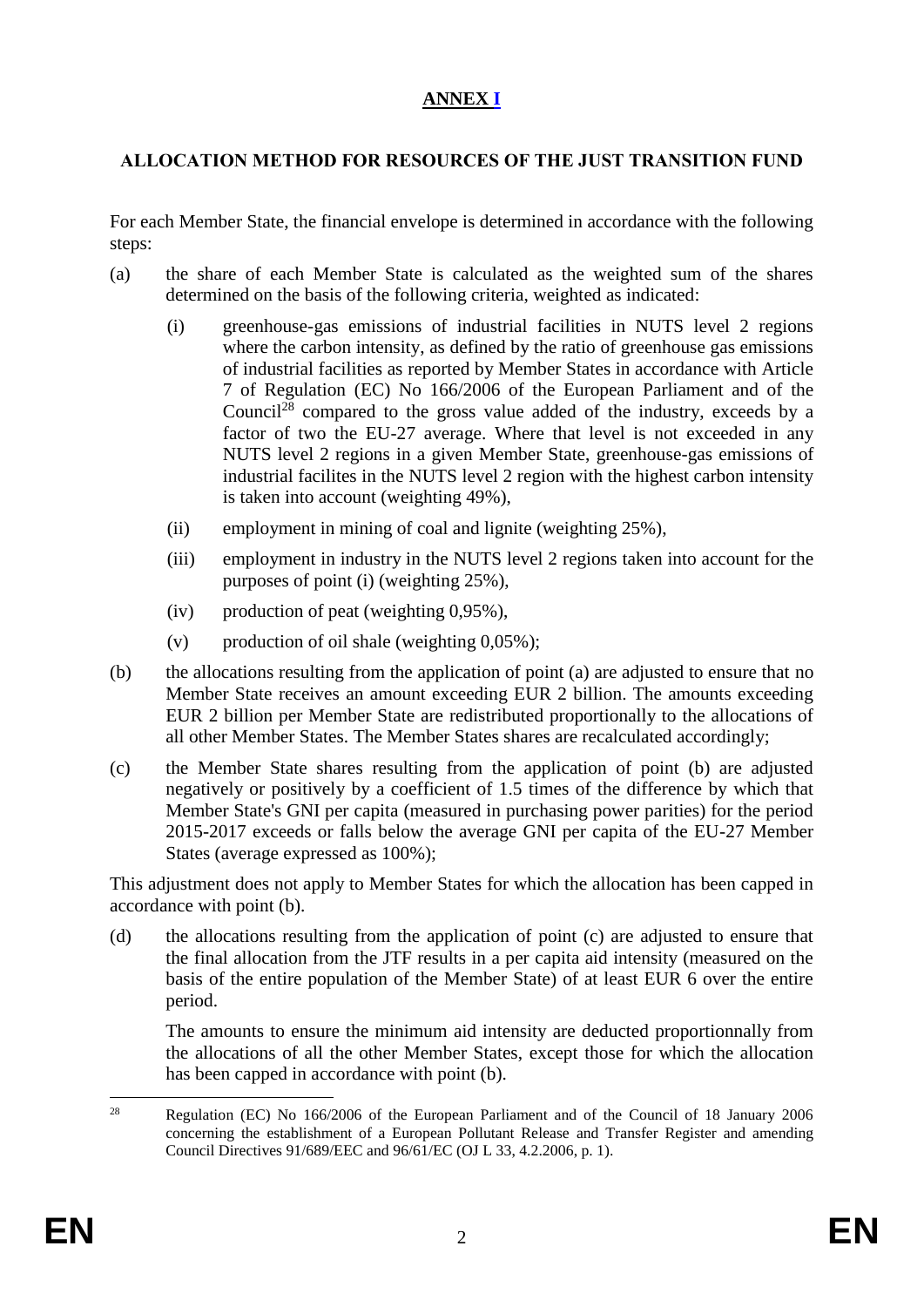## ANNEX I

### ALLOCATION METHOD FOR RESOURCES OF THE JUST TRANSITION FUND

For each Member State, the financial envelope is determined in accordance with the following steps:

(a) the share of each Member State is calculated as the weighted sum of the shares determined on the basis of the following criteria, weighted as indicated:

 (i) greenhouse-gas emissions of industrial facilities in NUTS level 2 regions where the carbon intensity, as defined by the ratio of greenhouse gas emissions of industrial facilities as reported by Member States in accordance with Article 7 of Regulation (EC) No 166/2006 of the European Parliament and of the Council[28] compared to the gross value added of the industry, exceeds by a factor of two the EU-27 average. Where that level is not exceeded in any NUTS level 2 regions in a given Member State, greenhouse-gas emissions of industrial facilites in the NUTS level 2 region with the highest carbon intensity is taken into account (weighting 49%),

 (ii) employment in mining of coal and lignite (weighting 25%),

 (iii) employment in industry in the NUTS level 2 regions taken into account for the purposes of point (i) (weighting 25%),

 (iv) production of peat (weighting 0,95%),

 (v) production of oil shale (weighting 0,05%);

(b) the allocations resulting from the application of point (a) are adjusted to ensure that no Member State receives an amount exceeding EUR 2 billion. The amounts exceeding EUR 2 billion per Member State are redistributed proportionally to the allocations of all other Member States. The Member States shares are recalculated accordingly;

(c) the Member State shares resulting from the application of point (b) are adjusted negatively or positively by a coefficient of 1.5 times of the difference by which that Member State's GNI per capita (measured in purchasing power parities) for the period 2015-2017 exceeds or falls below the average GNI per capita of the EU-27 Member States (average expressed as 100%);

This adjustment does not apply to Member States for which the allocation has been capped in accordance with point (b).

(d) the allocations resulting from the application of point (c) are adjusted to ensure that the final allocation from the JTF results in a per capita aid intensity (measured on the basis of the entire population of the Member State) of at least EUR 6 over the entire period.

 The amounts to ensure the minimum aid intensity are deducted proportionnally from the allocations of all the other Member States, except those for which the allocation has been capped in accordance with point (b).

---

[28] Regulation (EC) No 166/2006 of the European Parliament and of the Council of 18 January 2006 concerning the establishment of a European Pollutant Release and Transfer Register and amending Council Directives 91/689/EEC and 96/61/EC (OJ L 33, 4.2.2006, p. 1).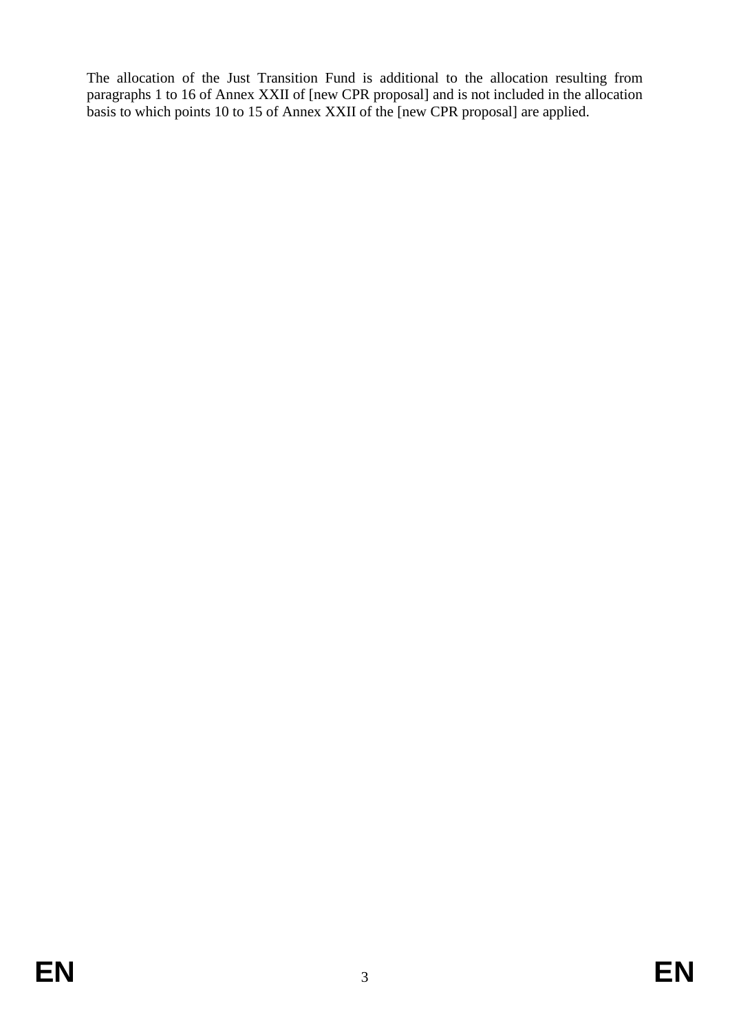The allocation of the Just Transition Fund is additional to the allocation resulting from paragraphs 1 to 16 of Annex XXII of [new CPR proposal] and is not included in the allocation basis to which points 10 to 15 of Annex XXII of the [new CPR proposal] are applied.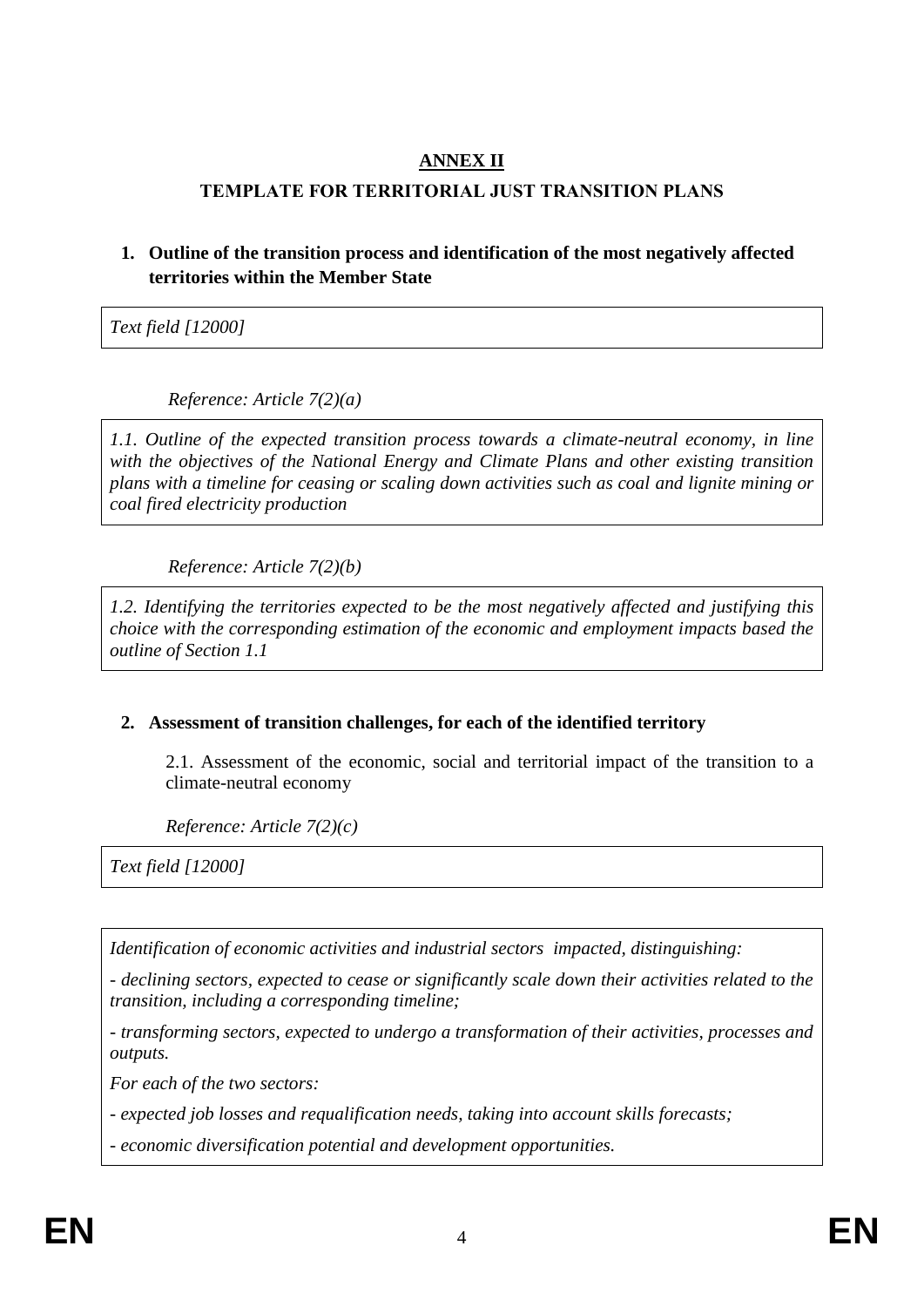## ANNEX II

## TEMPLATE FOR TERRITORIAL JUST TRANSITION PLANS

### 1. Outline of the transition process and identification of the most negatively affected territories within the Member State

*Text field [12000]*

*Reference: Article 7(2)(a)*

*1.1. Outline of the expected transition process towards a climate-neutral economy, in line with the objectives of the National Energy and Climate Plans and other existing transition plans with a timeline for ceasing or scaling down activities such as coal and lignite mining or coal fired electricity production*

*Reference: Article 7(2)(b)*

*1.2. Identifying the territories expected to be the most negatively affected and justifying this choice with the corresponding estimation of the economic and employment impacts based the outline of Section 1.1*

### 2. Assessment of transition challenges, for each of the identified territory

2.1. Assessment of the economic, social and territorial impact of the transition to a climate-neutral economy

*Reference: Article 7(2)(c)*

*Text field [12000]*

*Identification of economic activities and industrial sectors impacted, distinguishing:*

*- declining sectors, expected to cease or significantly scale down their activities related to the transition, including a corresponding timeline;*

*- transforming sectors, expected to undergo a transformation of their activities, processes and outputs.*

*For each of the two sectors:*

*- expected job losses and requalification needs, taking into account skills forecasts;*

*- economic diversification potential and development opportunities.*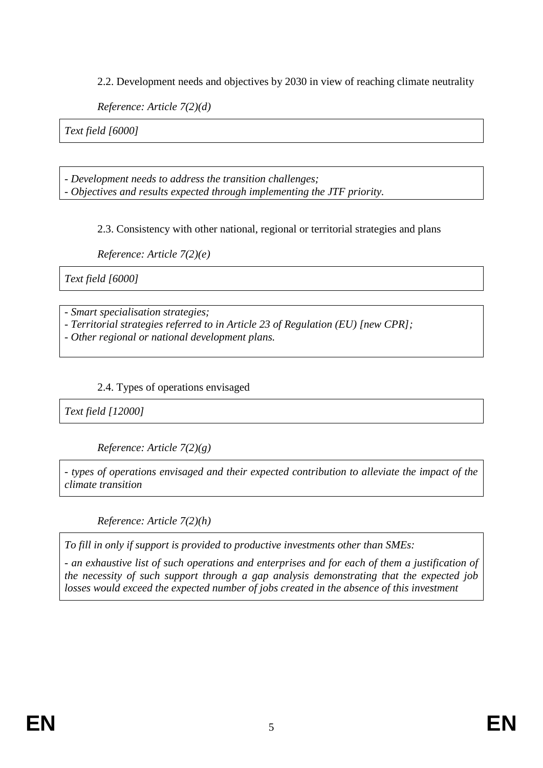2.2. Development needs and objectives by 2030 in view of reaching climate neutrality

*Reference: Article 7(2)(d)*

| *Text field [6000]* |
|---|

| *- Development needs to address the transition challenges;*<br>*- Objectives and results expected through implementing the JTF priority.* |
|---|

2.3. Consistency with other national, regional or territorial strategies and plans

*Reference: Article 7(2)(e)*

| *Text field [6000]* |
|---|

| *- Smart specialisation strategies;*<br>*- Territorial strategies referred to in Article 23 of Regulation (EU) [new CPR];*<br>*- Other regional or national development plans.* |
|---|

2.4. Types of operations envisaged

| *Text field [12000]* |
|---|

*Reference: Article 7(2)(g)*

| *- types of operations envisaged and their expected contribution to alleviate the impact of the climate transition* |
|---|

*Reference: Article 7(2)(h)*

| *To fill in only if support is provided to productive investments other than SMEs:*<br><br>*- an exhaustive list of such operations and enterprises and for each of them a justification of the necessity of such support through a gap analysis demonstrating that the expected job losses would exceed the expected number of jobs created in the absence of this investment* |
|---|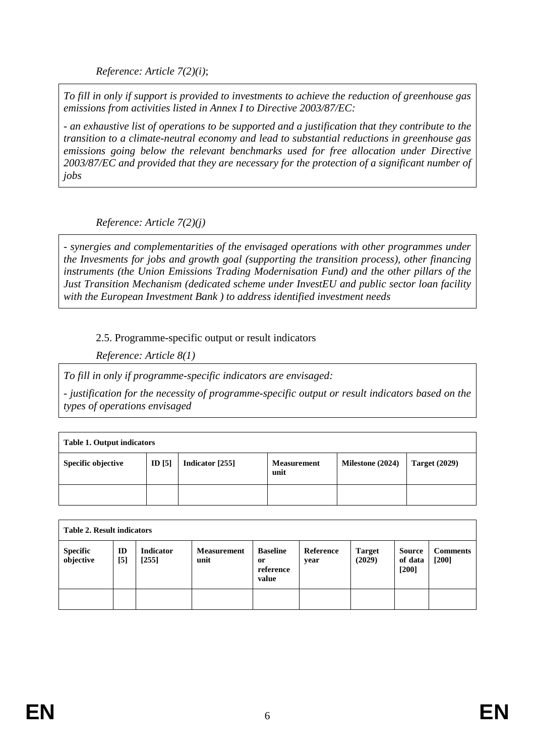*Reference: Article 7(2)(i)*;

*To fill in only if support is provided to investments to achieve the reduction of greenhouse gas emissions from activities listed in Annex I to Directive 2003/87/EC:*

*- an exhaustive list of operations to be supported and a justification that they contribute to the transition to a climate-neutral economy and lead to substantial reductions in greenhouse gas emissions going below the relevant benchmarks used for free allocation under Directive 2003/87/EC and provided that they are necessary for the protection of a significant number of jobs*

*Reference: Article 7(2)(j)*

*- synergies and complementarities of the envisaged operations with other programmes under the Invesments for jobs and growth goal (supporting the transition process), other financing instruments (the Union Emissions Trading Modernisation Fund) and the other pillars of the Just Transition Mechanism (dedicated scheme under InvestEU and public sector loan facility with the European Investment Bank ) to address identified investment needs*

2.5. Programme-specific output or result indicators

*Reference: Article 8(1)*

*To fill in only if programme-specific indicators are envisaged:*

*- justification for the necessity of programme-specific output or result indicators based on the types of operations envisaged*

**Table 1. Output indicators**

| **Specific objective** | **ID [5]** | **Indicator [255]** | **Measurement unit** | **Milestone (2024)** | **Target (2029)** |
|---|---|---|---|---|---|
| | | | | | |

**Table 2. Result indicators**

| **Specific objective** | **ID [5]** | **Indicator [255]** | **Measurement unit** | **Baseline or reference value** | **Reference year** | **Target (2029)** | **Source of data [200]** | **Comments [200]** |
|---|---|---|---|---|---|---|---|---|
| | | | | | | | | |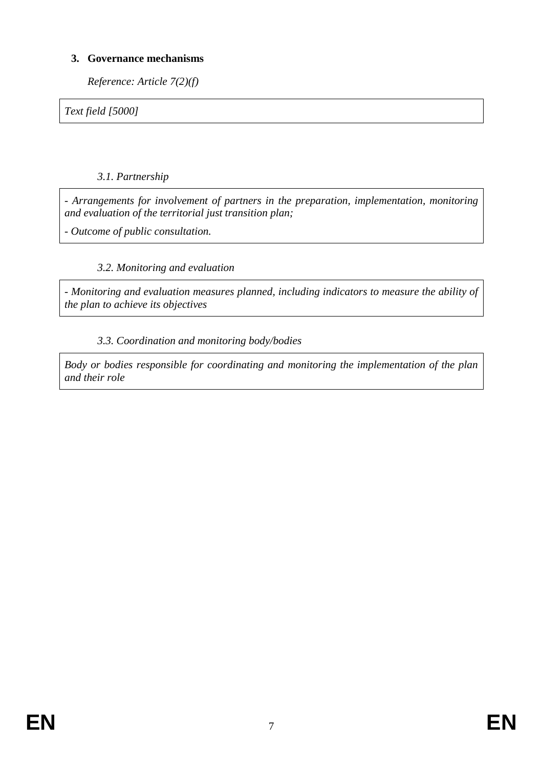## 3. Governance mechanisms

*Reference: Article 7(2)(f)*

| *Text field [5000]* |
|---|

### *3.1. Partnership*

| *- Arrangements for involvement of partners in the preparation, implementation, monitoring and evaluation of the territorial just transition plan;*<br><br>*- Outcome of public consultation.* |
|---|

### *3.2. Monitoring and evaluation*

| *- Monitoring and evaluation measures planned, including indicators to measure the ability of the plan to achieve its objectives* |
|---|

### *3.3. Coordination and monitoring body/bodies*

| *Body or bodies responsible for coordinating and monitoring the implementation of the plan and their role* |
|---|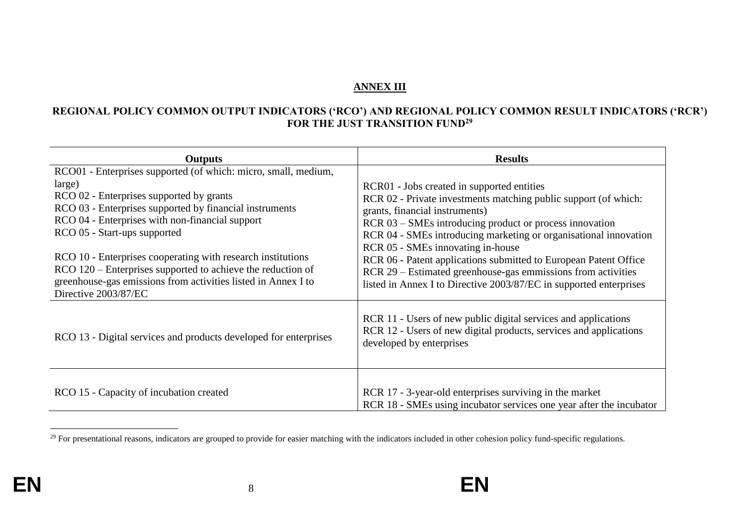**ANNEX III**

**REGIONAL POLICY COMMON OUTPUT INDICATORS ('RCO') AND REGIONAL POLICY COMMON RESULT INDICATORS ('RCR') FOR THE JUST TRANSITION FUND[29]**

| Outputs | Results |
|---|---|
| RCO01 - Enterprises supported (of which: micro, small, medium, large)<br>RCO 02 - Enterprises supported by grants<br>RCO 03 - Enterprises supported by financial instruments<br>RCO 04 - Enterprises with non-financial support<br>RCO 05 - Start-ups supported<br><br>RCO 10 - Enterprises cooperating with research institutions<br>RCO 120 – Enterprises supported to achieve the reduction of greenhouse-gas emissions from activities listed in Annex I to Directive 2003/87/EC | RCR01 - Jobs created in supported entities<br>RCR 02 - Private investments matching public support (of which: grants, financial instruments)<br>RCR 03 – SMEs introducing product or process innovation<br>RCR 04 - SMEs introducing marketing or organisational innovation<br>RCR 05 - SMEs innovating in-house<br>RCR 06 - Patent applications submitted to European Patent Office<br>RCR 29 – Estimated greenhouse-gas emmissions from activities listed in Annex I to Directive 2003/87/EC in supported enterprises |
| RCO 13 - Digital services and products developed for enterprises | RCR 11 - Users of new public digital services and applications<br>RCR 12 - Users of new digital products, services and applications developed by enterprises |
| RCO 15 - Capacity of incubation created | RCR 17 - 3-year-old enterprises surviving in the market<br>RCR 18 - SMEs using incubator services one year after the incubator |

[29] For presentational reasons, indicators are grouped to provide for easier matching with the indicators included in other cohesion policy fund-specific regulations.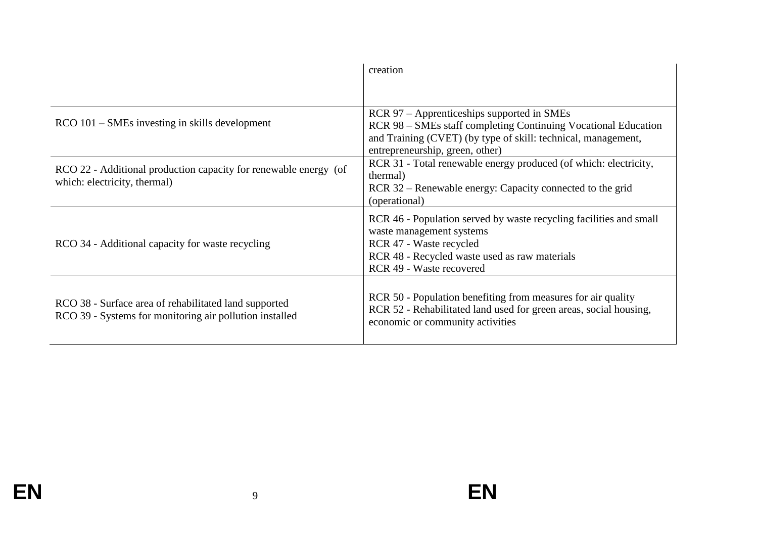| | |
|---|---|
| | creation |
| RCO 101 – SMEs investing in skills development | RCR 97 – Apprenticeships supported in SMEs<br>RCR 98 – SMEs staff completing Continuing Vocational Education and Training (CVET) (by type of skill: technical, management, entrepreneurship, green, other) |
| RCO 22 - Additional production capacity for renewable energy (of which: electricity, thermal) | RCR 31 - Total renewable energy produced (of which: electricity, thermal)<br>RCR 32 – Renewable energy: Capacity connected to the grid (operational) |
| RCO 34 - Additional capacity for waste recycling | RCR 46 - Population served by waste recycling facilities and small waste management systems<br>RCR 47 - Waste recycled<br>RCR 48 - Recycled waste used as raw materials<br>RCR 49 - Waste recovered |
| RCO 38 - Surface area of rehabilitated land supported<br>RCO 39 - Systems for monitoring air pollution installed | RCR 50 - Population benefiting from measures for air quality<br>RCR 52 - Rehabilitated land used for green areas, social housing, economic or community activities |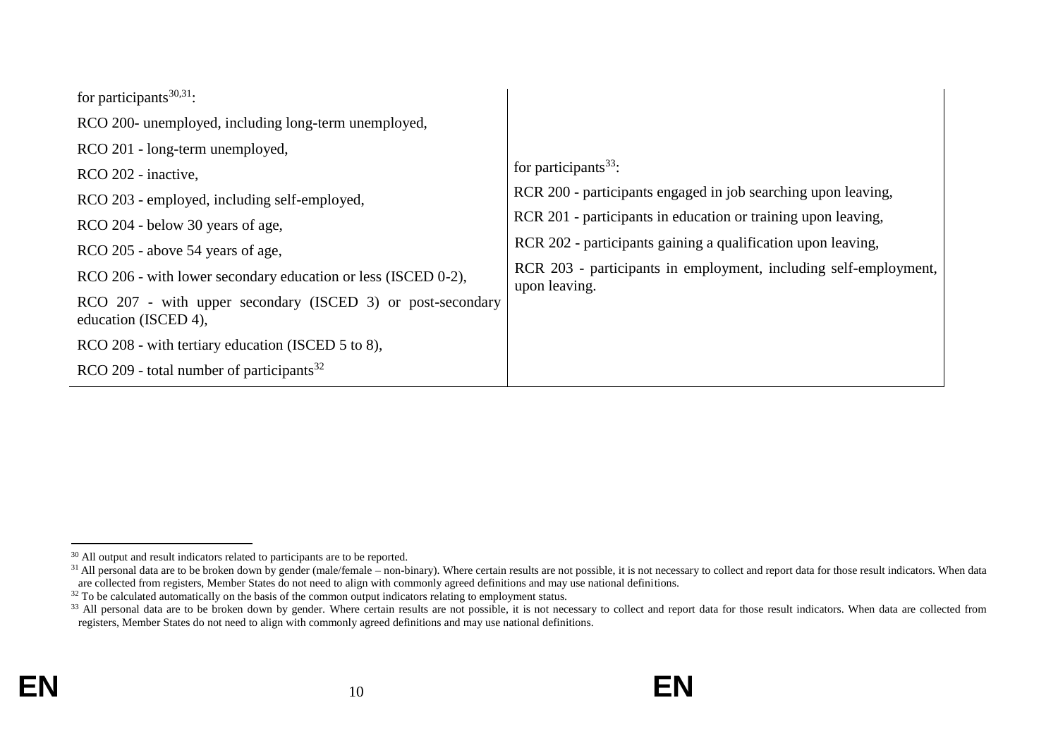| | |
|---|---|
| for participants[30,31]:<br><br>RCO 200- unemployed, including long-term unemployed,<br><br>RCO 201 - long-term unemployed,<br><br>RCO 202 - inactive,<br><br>RCO 203 - employed, including self-employed,<br><br>RCO 204 - below 30 years of age,<br><br>RCO 205 - above 54 years of age,<br><br>RCO 206 - with lower secondary education or less (ISCED 0-2),<br><br>RCO 207 - with upper secondary (ISCED 3) or post-secondary education (ISCED 4),<br><br>RCO 208 - with tertiary education (ISCED 5 to 8),<br><br>RCO 209 - total number of participants[32] | for participants[33]:<br><br>RCR 200 - participants engaged in job searching upon leaving,<br><br>RCR 201 - participants in education or training upon leaving,<br><br>RCR 202 - participants gaining a qualification upon leaving,<br><br>RCR 203 - participants in employment, including self-employment, upon leaving. |

[30] All output and result indicators related to participants are to be reported.

[31] All personal data are to be broken down by gender (male/female – non-binary). Where certain results are not possible, it is not necessary to collect and report data for those result indicators. When data are collected from registers, Member States do not need to align with commonly agreed definitions and may use national definitions.

[32] To be calculated automatically on the basis of the common output indicators relating to employment status.

[33] All personal data are to be broken down by gender. Where certain results are not possible, it is not necessary to collect and report data for those result indicators. When data are collected from registers, Member States do not need to align with commonly agreed definitions and may use national definitions.